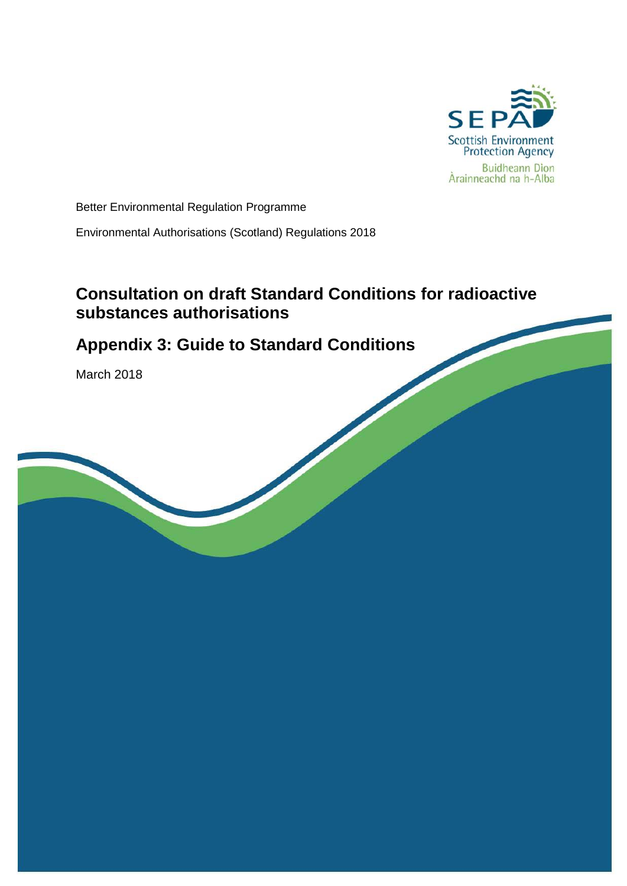SEPA

Scottish Environment Protection Agency

Buidheann Dìon Àrainneachd na h-Alba

Better Environmental Regulation Programme

Environmental Authorisations (Scotland) Regulations 2018

# Consultation on draft Standard Conditions for radioactive substances authorisations

## Appendix 3: Guide to Standard Conditions

March 2018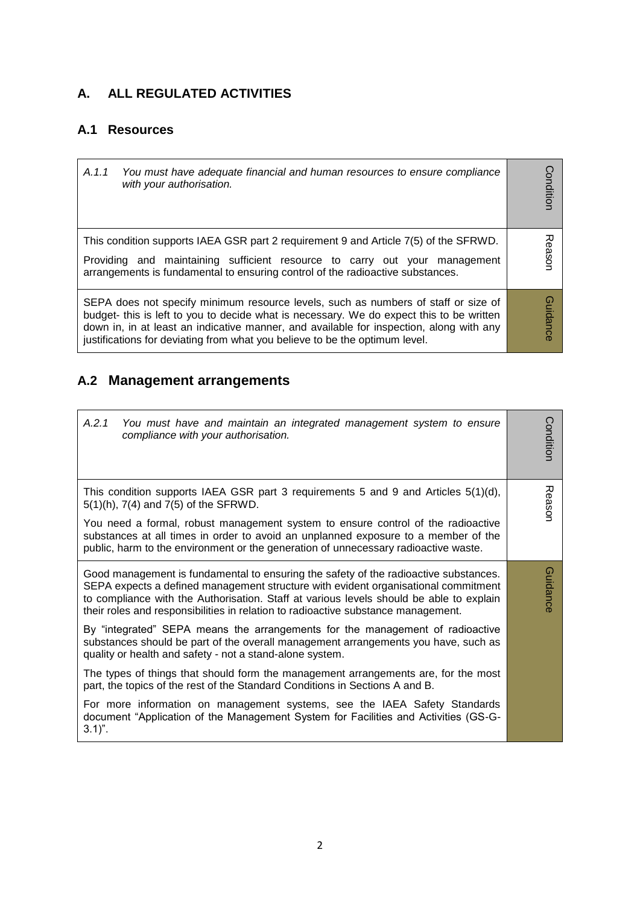## A. ALL REGULATED ACTIVITIES

### A.1 Resources

| | |
|---|---|
| *A.1.1 You must have adequate financial and human resources to ensure compliance with your authorisation.* | Condition |
| This condition supports IAEA GSR part 2 requirement 9 and Article 7(5) of the SFRWD.<br><br>Providing and maintaining sufficient resource to carry out your management arrangements is fundamental to ensuring control of the radioactive substances. | Reason |
| SEPA does not specify minimum resource levels, such as numbers of staff or size of budget- this is left to you to decide what is necessary. We do expect this to be written down in, in at least an indicative manner, and available for inspection, along with any justifications for deviating from what you believe to be the optimum level. | Guidance |

### A.2 Management arrangements

| | |
|---|---|
| *A.2.1 You must have and maintain an integrated management system to ensure compliance with your authorisation.* | Condition |
| This condition supports IAEA GSR part 3 requirements 5 and 9 and Articles 5(1)(d), 5(1)(h), 7(4) and 7(5) of the SFRWD.<br><br>You need a formal, robust management system to ensure control of the radioactive substances at all times in order to avoid an unplanned exposure to a member of the public, harm to the environment or the generation of unnecessary radioactive waste. | Reason |
| Good management is fundamental to ensuring the safety of the radioactive substances. SEPA expects a defined management structure with evident organisational commitment to compliance with the Authorisation. Staff at various levels should be able to explain their roles and responsibilities in relation to radioactive substance management.<br><br>By "integrated" SEPA means the arrangements for the management of radioactive substances should be part of the overall management arrangements you have, such as quality or health and safety - not a stand-alone system.<br><br>The types of things that should form the management arrangements are, for the most part, the topics of the rest of the Standard Conditions in Sections A and B.<br><br>For more information on management systems, see the IAEA Safety Standards document "Application of the Management System for Facilities and Activities (GS-G-3.1)". | Guidance |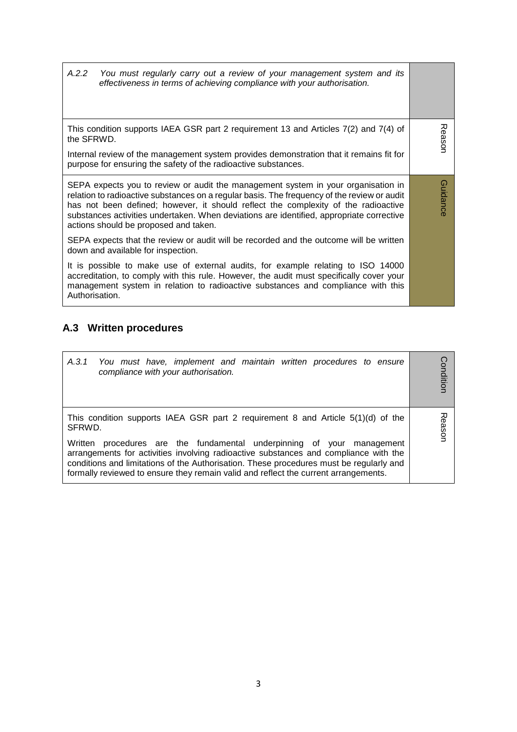| | |
|---|---|
| *A.2.2 You must regularly carry out a review of your management system and its effectiveness in terms of achieving compliance with your authorisation.* | |
| This condition supports IAEA GSR part 2 requirement 13 and Articles 7(2) and 7(4) of the SFRWD.<br><br>Internal review of the management system provides demonstration that it remains fit for purpose for ensuring the safety of the radioactive substances. | Reason |
| SEPA expects you to review or audit the management system in your organisation in relation to radioactive substances on a regular basis. The frequency of the review or audit has not been defined; however, it should reflect the complexity of the radioactive substances activities undertaken. When deviations are identified, appropriate corrective actions should be proposed and taken.<br><br>SEPA expects that the review or audit will be recorded and the outcome will be written down and available for inspection.<br><br>It is possible to make use of external audits, for example relating to ISO 14000 accreditation, to comply with this rule. However, the audit must specifically cover your management system in relation to radioactive substances and compliance with this Authorisation. | Guidance |

## A.3 Written procedures

| | |
|---|---|
| *A.3.1 You must have, implement and maintain written procedures to ensure compliance with your authorisation.* | Condition |
| This condition supports IAEA GSR part 2 requirement 8 and Article 5(1)(d) of the SFRWD.<br><br>Written procedures are the fundamental underpinning of your management arrangements for activities involving radioactive substances and compliance with the conditions and limitations of the Authorisation. These procedures must be regularly and formally reviewed to ensure they remain valid and reflect the current arrangements. | Reason |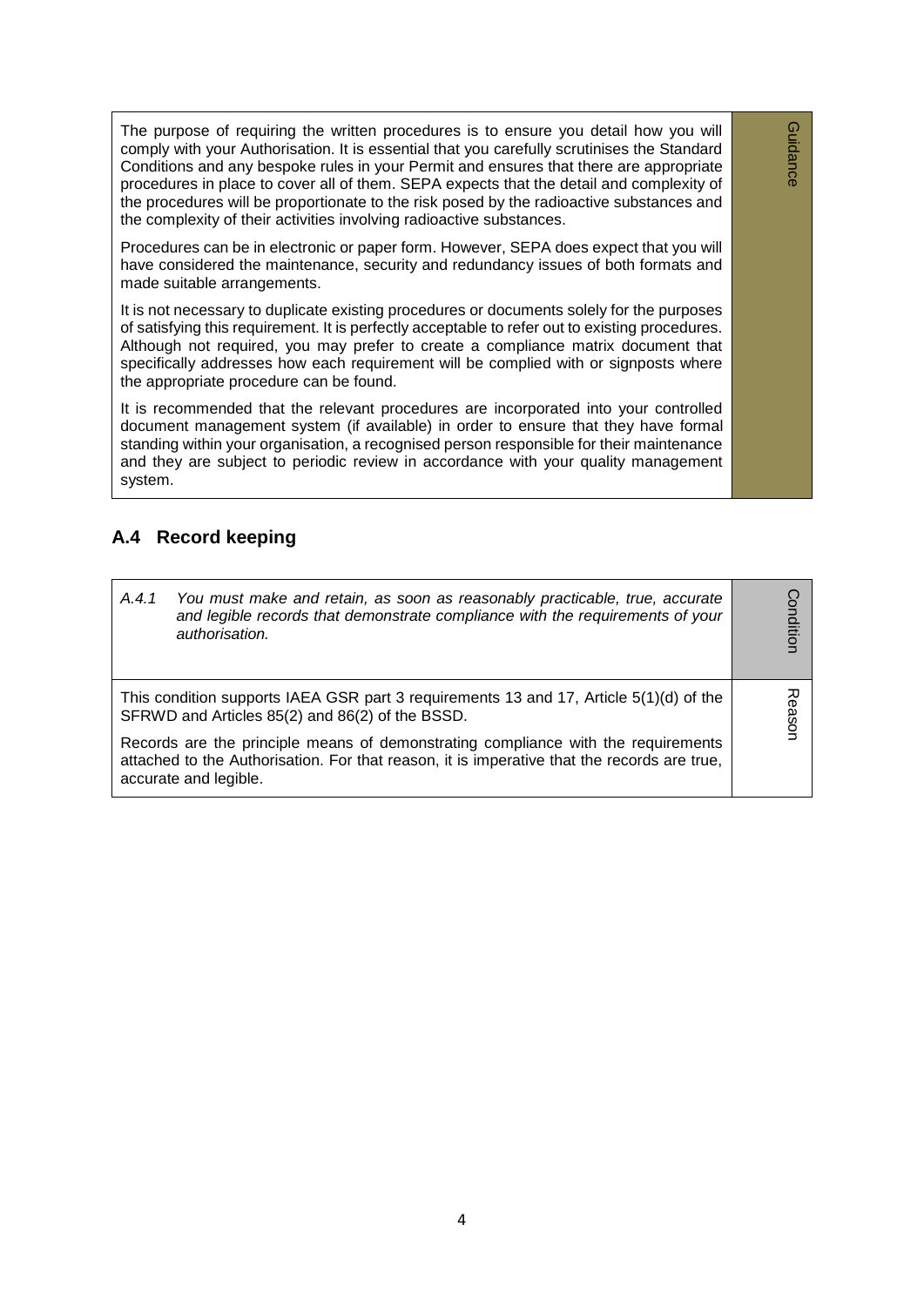| | |
|---|---|
| The purpose of requiring the written procedures is to ensure you detail how you will comply with your Authorisation. It is essential that you carefully scrutinises the Standard Conditions and any bespoke rules in your Permit and ensures that there are appropriate procedures in place to cover all of them. SEPA expects that the detail and complexity of the procedures will be proportionate to the risk posed by the radioactive substances and the complexity of their activities involving radioactive substances.<br><br>Procedures can be in electronic or paper form. However, SEPA does expect that you will have considered the maintenance, security and redundancy issues of both formats and made suitable arrangements.<br><br>It is not necessary to duplicate existing procedures or documents solely for the purposes of satisfying this requirement. It is perfectly acceptable to refer out to existing procedures. Although not required, you may prefer to create a compliance matrix document that specifically addresses how each requirement will be complied with or signposts where the appropriate procedure can be found.<br><br>It is recommended that the relevant procedures are incorporated into your controlled document management system (if available) in order to ensure that they have formal standing within your organisation, a recognised person responsible for their maintenance and they are subject to periodic review in accordance with your quality management system. | Guidance |

## A.4 Record keeping

| | |
|---|---|
| *A.4.1 You must make and retain, as soon as reasonably practicable, true, accurate and legible records that demonstrate compliance with the requirements of your authorisation.* | Condition |
| This condition supports IAEA GSR part 3 requirements 13 and 17, Article 5(1)(d) of the SFRWD and Articles 85(2) and 86(2) of the BSSD.<br><br>Records are the principle means of demonstrating compliance with the requirements attached to the Authorisation. For that reason, it is imperative that the records are true, accurate and legible. | Reason |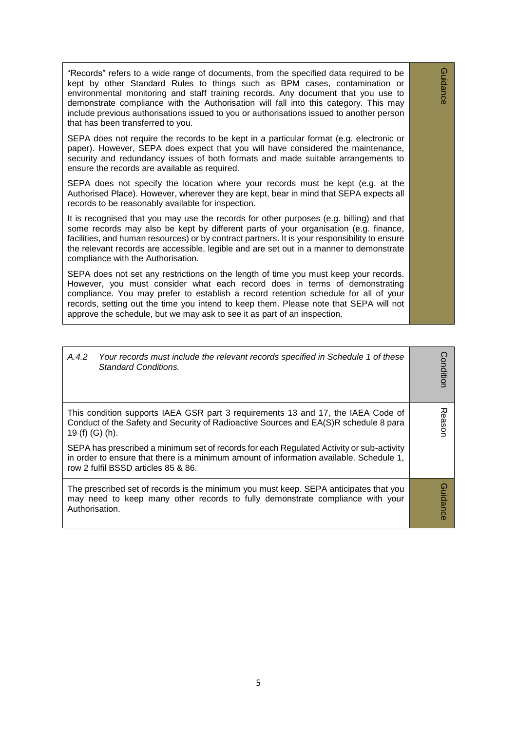| | |
|---|---|
| "Records" refers to a wide range of documents, from the specified data required to be kept by other Standard Rules to things such as BPM cases, contamination or environmental monitoring and staff training records. Any document that you use to demonstrate compliance with the Authorisation will fall into this category. This may include previous authorisations issued to you or authorisations issued to another person that has been transferred to you.<br><br>SEPA does not require the records to be kept in a particular format (e.g. electronic or paper). However, SEPA does expect that you will have considered the maintenance, security and redundancy issues of both formats and made suitable arrangements to ensure the records are available as required.<br><br>SEPA does not specify the location where your records must be kept (e.g. at the Authorised Place). However, wherever they are kept, bear in mind that SEPA expects all records to be reasonably available for inspection.<br><br>It is recognised that you may use the records for other purposes (e.g. billing) and that some records may also be kept by different parts of your organisation (e.g. finance, facilities, and human resources) or by contract partners. It is your responsibility to ensure the relevant records are accessible, legible and are set out in a manner to demonstrate compliance with the Authorisation.<br><br>SEPA does not set any restrictions on the length of time you must keep your records. However, you must consider what each record does in terms of demonstrating compliance. You may prefer to establish a record retention schedule for all of your records, setting out the time you intend to keep them. Please note that SEPA will not approve the schedule, but we may ask to see it as part of an inspection. | Guidance |

| | |
|---|---|
| *A.4.2 Your records must include the relevant records specified in Schedule 1 of these Standard Conditions.* | Condition |
| This condition supports IAEA GSR part 3 requirements 13 and 17, the IAEA Code of Conduct of the Safety and Security of Radioactive Sources and EA(S)R schedule 8 para 19 (f) (G) (h).<br><br>SEPA has prescribed a minimum set of records for each Regulated Activity or sub-activity in order to ensure that there is a minimum amount of information available. Schedule 1, row 2 fulfil BSSD articles 85 & 86. | Reason |
| The prescribed set of records is the minimum you must keep. SEPA anticipates that you may need to keep many other records to fully demonstrate compliance with your Authorisation. | Guidance |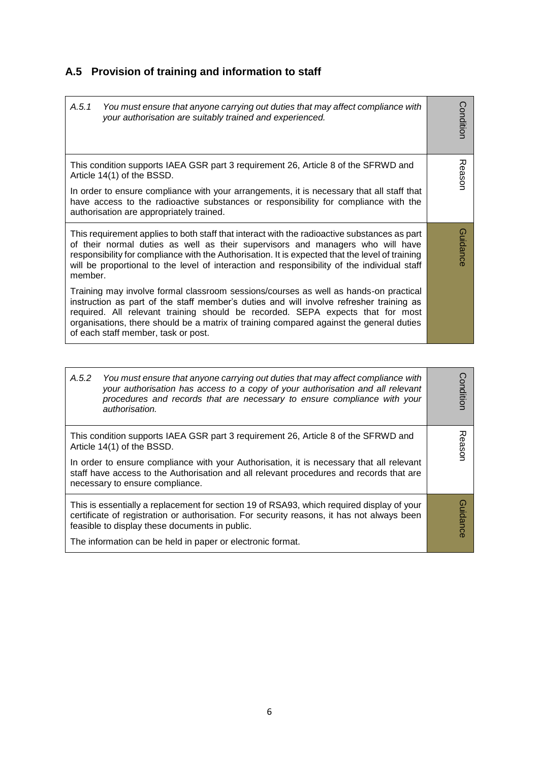## A.5 Provision of training and information to staff

| | |
|---|---|
| *A.5.1 You must ensure that anyone carrying out duties that may affect compliance with your authorisation are suitably trained and experienced.* | Condition |
| This condition supports IAEA GSR part 3 requirement 26, Article 8 of the SFRWD and Article 14(1) of the BSSD.<br><br>In order to ensure compliance with your arrangements, it is necessary that all staff that have access to the radioactive substances or responsibility for compliance with the authorisation are appropriately trained. | Reason |
| This requirement applies to both staff that interact with the radioactive substances as part of their normal duties as well as their supervisors and managers who will have responsibility for compliance with the Authorisation. It is expected that the level of training will be proportional to the level of interaction and responsibility of the individual staff member.<br><br>Training may involve formal classroom sessions/courses as well as hands-on practical instruction as part of the staff member's duties and will involve refresher training as required. All relevant training should be recorded. SEPA expects that for most organisations, there should be a matrix of training compared against the general duties of each staff member, task or post. | Guidance |

| | |
|---|---|
| *A.5.2 You must ensure that anyone carrying out duties that may affect compliance with your authorisation has access to a copy of your authorisation and all relevant procedures and records that are necessary to ensure compliance with your authorisation.* | Condition |
| This condition supports IAEA GSR part 3 requirement 26, Article 8 of the SFRWD and Article 14(1) of the BSSD.<br><br>In order to ensure compliance with your Authorisation, it is necessary that all relevant staff have access to the Authorisation and all relevant procedures and records that are necessary to ensure compliance. | Reason |
| This is essentially a replacement for section 19 of RSA93, which required display of your certificate of registration or authorisation. For security reasons, it has not always been feasible to display these documents in public.<br><br>The information can be held in paper or electronic format. | Guidance |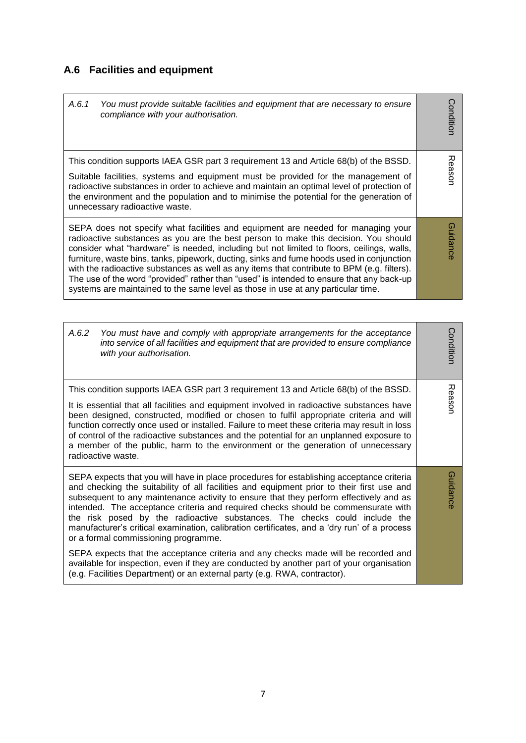## A.6 Facilities and equipment

| | |
|---|---|
| *A.6.1 You must provide suitable facilities and equipment that are necessary to ensure compliance with your authorisation.* | Condition |
| This condition supports IAEA GSR part 3 requirement 13 and Article 68(b) of the BSSD.<br><br>Suitable facilities, systems and equipment must be provided for the management of radioactive substances in order to achieve and maintain an optimal level of protection of the environment and the population and to minimise the potential for the generation of unnecessary radioactive waste. | Reason |
| SEPA does not specify what facilities and equipment are needed for managing your radioactive substances as you are the best person to make this decision. You should consider what "hardware" is needed, including but not limited to floors, ceilings, walls, furniture, waste bins, tanks, pipework, ducting, sinks and fume hoods used in conjunction with the radioactive substances as well as any items that contribute to BPM (e.g. filters). The use of the word "provided" rather than "used" is intended to ensure that any back-up systems are maintained to the same level as those in use at any particular time. | Guidance |

| | |
|---|---|
| *A.6.2 You must have and comply with appropriate arrangements for the acceptance into service of all facilities and equipment that are provided to ensure compliance with your authorisation.* | Condition |
| This condition supports IAEA GSR part 3 requirement 13 and Article 68(b) of the BSSD.<br><br>It is essential that all facilities and equipment involved in radioactive substances have been designed, constructed, modified or chosen to fulfil appropriate criteria and will function correctly once used or installed. Failure to meet these criteria may result in loss of control of the radioactive substances and the potential for an unplanned exposure to a member of the public, harm to the environment or the generation of unnecessary radioactive waste. | Reason |
| SEPA expects that you will have in place procedures for establishing acceptance criteria and checking the suitability of all facilities and equipment prior to their first use and subsequent to any maintenance activity to ensure that they perform effectively and as intended. The acceptance criteria and required checks should be commensurate with the risk posed by the radioactive substances. The checks could include the manufacturer's critical examination, calibration certificates, and a 'dry run' of a process or a formal commissioning programme.<br><br>SEPA expects that the acceptance criteria and any checks made will be recorded and available for inspection, even if they are conducted by another part of your organisation (e.g. Facilities Department) or an external party (e.g. RWA, contractor). | Guidance |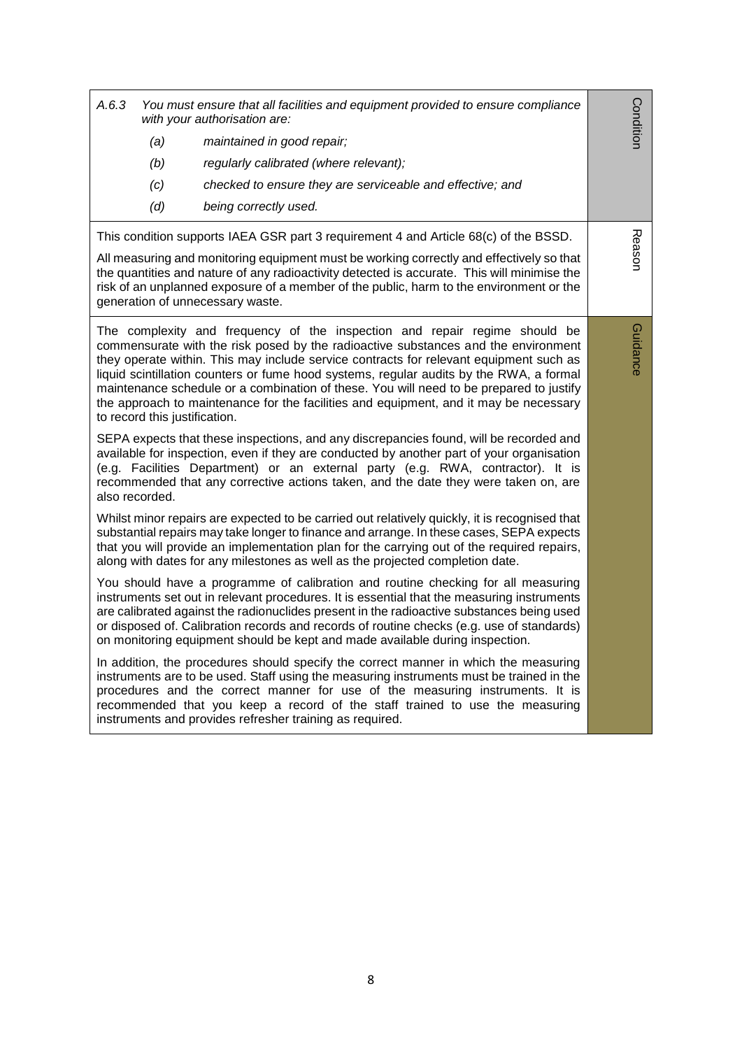| | |
|---|---|
| *A.6.3 You must ensure that all facilities and equipment provided to ensure compliance with your authorisation are:*<br>*(a) maintained in good repair;*<br>*(b) regularly calibrated (where relevant);*<br>*(c) checked to ensure they are serviceable and effective; and*<br>*(d) being correctly used.* | Condition |
| This condition supports IAEA GSR part 3 requirement 4 and Article 68(c) of the BSSD.<br><br>All measuring and monitoring equipment must be working correctly and effectively so that the quantities and nature of any radioactivity detected is accurate. This will minimise the risk of an unplanned exposure of a member of the public, harm to the environment or the generation of unnecessary waste. | Reason |
| The complexity and frequency of the inspection and repair regime should be commensurate with the risk posed by the radioactive substances and the environment they operate within. This may include service contracts for relevant equipment such as liquid scintillation counters or fume hood systems, regular audits by the RWA, a formal maintenance schedule or a combination of these. You will need to be prepared to justify the approach to maintenance for the facilities and equipment, and it may be necessary to record this justification.<br><br>SEPA expects that these inspections, and any discrepancies found, will be recorded and available for inspection, even if they are conducted by another part of your organisation (e.g. Facilities Department) or an external party (e.g. RWA, contractor). It is recommended that any corrective actions taken, and the date they were taken on, are also recorded.<br><br>Whilst minor repairs are expected to be carried out relatively quickly, it is recognised that substantial repairs may take longer to finance and arrange. In these cases, SEPA expects that you will provide an implementation plan for the carrying out of the required repairs, along with dates for any milestones as well as the projected completion date.<br><br>You should have a programme of calibration and routine checking for all measuring instruments set out in relevant procedures. It is essential that the measuring instruments are calibrated against the radionuclides present in the radioactive substances being used or disposed of. Calibration records and records of routine checks (e.g. use of standards) on monitoring equipment should be kept and made available during inspection.<br><br>In addition, the procedures should specify the correct manner in which the measuring instruments are to be used. Staff using the measuring instruments must be trained in the procedures and the correct manner for use of the measuring instruments. It is recommended that you keep a record of the staff trained to use the measuring instruments and provides refresher training as required. | Guidance |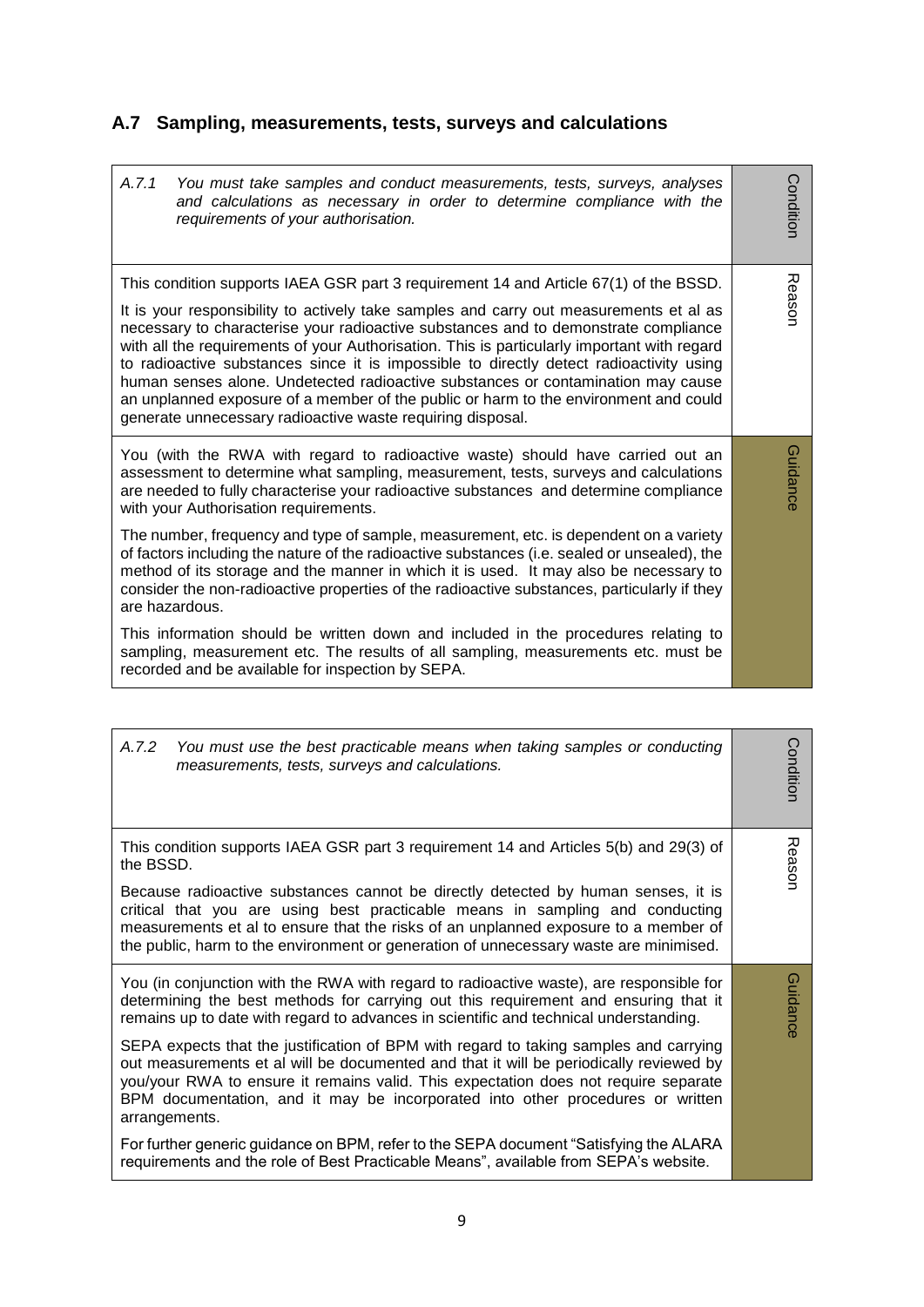## A.7 Sampling, measurements, tests, surveys and calculations

| | |
|---|---|
| *A.7.1 You must take samples and conduct measurements, tests, surveys, analyses and calculations as necessary in order to determine compliance with the requirements of your authorisation.* | Condition |
| This condition supports IAEA GSR part 3 requirement 14 and Article 67(1) of the BSSD.<br><br>It is your responsibility to actively take samples and carry out measurements et al as necessary to characterise your radioactive substances and to demonstrate compliance with all the requirements of your Authorisation. This is particularly important with regard to radioactive substances since it is impossible to directly detect radioactivity using human senses alone. Undetected radioactive substances or contamination may cause an unplanned exposure of a member of the public or harm to the environment and could generate unnecessary radioactive waste requiring disposal. | Reason |
| You (with the RWA with regard to radioactive waste) should have carried out an assessment to determine what sampling, measurement, tests, surveys and calculations are needed to fully characterise your radioactive substances and determine compliance with your Authorisation requirements.<br><br>The number, frequency and type of sample, measurement, etc. is dependent on a variety of factors including the nature of the radioactive substances (i.e. sealed or unsealed), the method of its storage and the manner in which it is used. It may also be necessary to consider the non-radioactive properties of the radioactive substances, particularly if they are hazardous.<br><br>This information should be written down and included in the procedures relating to sampling, measurement etc. The results of all sampling, measurements etc. must be recorded and be available for inspection by SEPA. | Guidance |

| | |
|---|---|
| *A.7.2 You must use the best practicable means when taking samples or conducting measurements, tests, surveys and calculations.* | Condition |
| This condition supports IAEA GSR part 3 requirement 14 and Articles 5(b) and 29(3) of the BSSD.<br><br>Because radioactive substances cannot be directly detected by human senses, it is critical that you are using best practicable means in sampling and conducting measurements et al to ensure that the risks of an unplanned exposure to a member of the public, harm to the environment or generation of unnecessary waste are minimised. | Reason |
| You (in conjunction with the RWA with regard to radioactive waste), are responsible for determining the best methods for carrying out this requirement and ensuring that it remains up to date with regard to advances in scientific and technical understanding.<br><br>SEPA expects that the justification of BPM with regard to taking samples and carrying out measurements et al will be documented and that it will be periodically reviewed by you/your RWA to ensure it remains valid. This expectation does not require separate BPM documentation, and it may be incorporated into other procedures or written arrangements.<br><br>For further generic guidance on BPM, refer to the SEPA document "Satisfying the ALARA requirements and the role of Best Practicable Means", available from SEPA's website. | Guidance |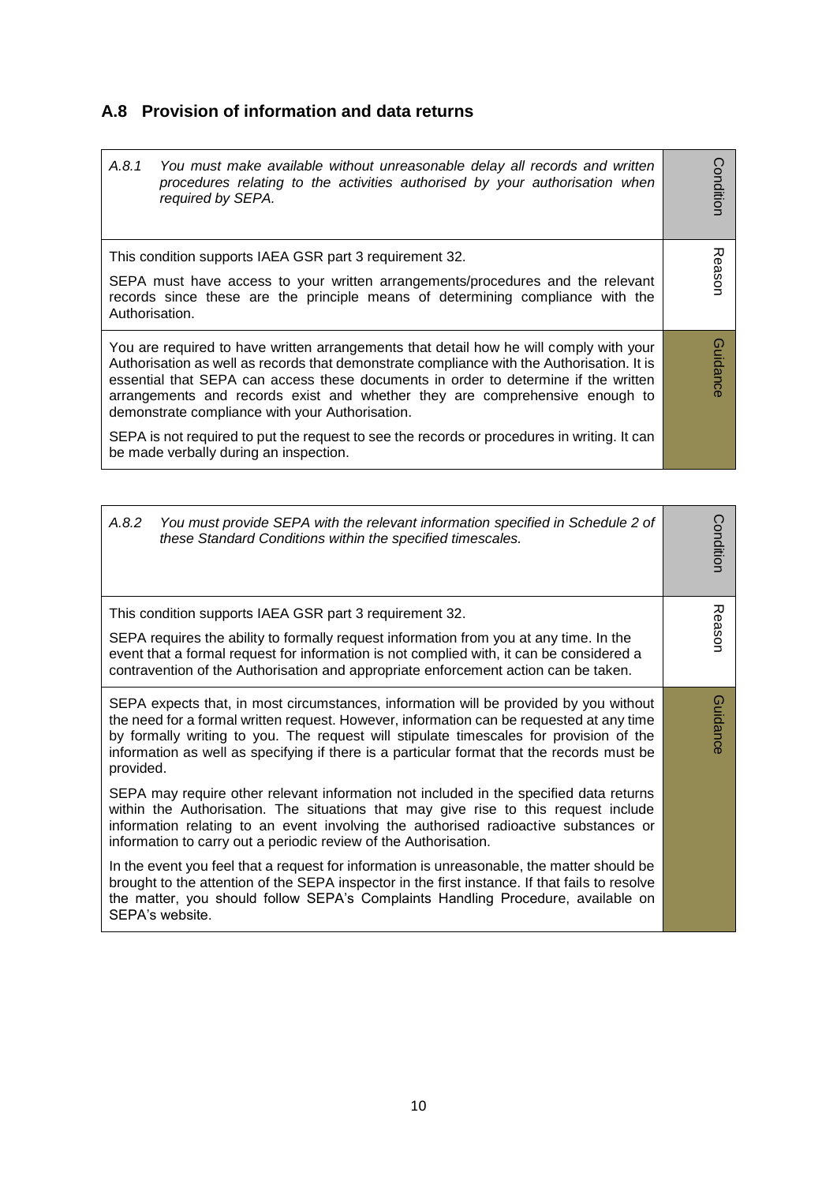## A.8 Provision of information and data returns

| | |
|---|---|
| *A.8.1 You must make available without unreasonable delay all records and written procedures relating to the activities authorised by your authorisation when required by SEPA.* | Condition |
| This condition supports IAEA GSR part 3 requirement 32.<br><br>SEPA must have access to your written arrangements/procedures and the relevant records since these are the principle means of determining compliance with the Authorisation. | Reason |
| You are required to have written arrangements that detail how he will comply with your Authorisation as well as records that demonstrate compliance with the Authorisation. It is essential that SEPA can access these documents in order to determine if the written arrangements and records exist and whether they are comprehensive enough to demonstrate compliance with your Authorisation.<br><br>SEPA is not required to put the request to see the records or procedures in writing. It can be made verbally during an inspection. | Guidance |

| | |
|---|---|
| *A.8.2 You must provide SEPA with the relevant information specified in Schedule 2 of these Standard Conditions within the specified timescales.* | Condition |
| This condition supports IAEA GSR part 3 requirement 32.<br><br>SEPA requires the ability to formally request information from you at any time. In the event that a formal request for information is not complied with, it can be considered a contravention of the Authorisation and appropriate enforcement action can be taken. | Reason |
| SEPA expects that, in most circumstances, information will be provided by you without the need for a formal written request. However, information can be requested at any time by formally writing to you. The request will stipulate timescales for provision of the information as well as specifying if there is a particular format that the records must be provided.<br><br>SEPA may require other relevant information not included in the specified data returns within the Authorisation. The situations that may give rise to this request include information relating to an event involving the authorised radioactive substances or information to carry out a periodic review of the Authorisation.<br><br>In the event you feel that a request for information is unreasonable, the matter should be brought to the attention of the SEPA inspector in the first instance. If that fails to resolve the matter, you should follow SEPA's Complaints Handling Procedure, available on SEPA's website. | Guidance |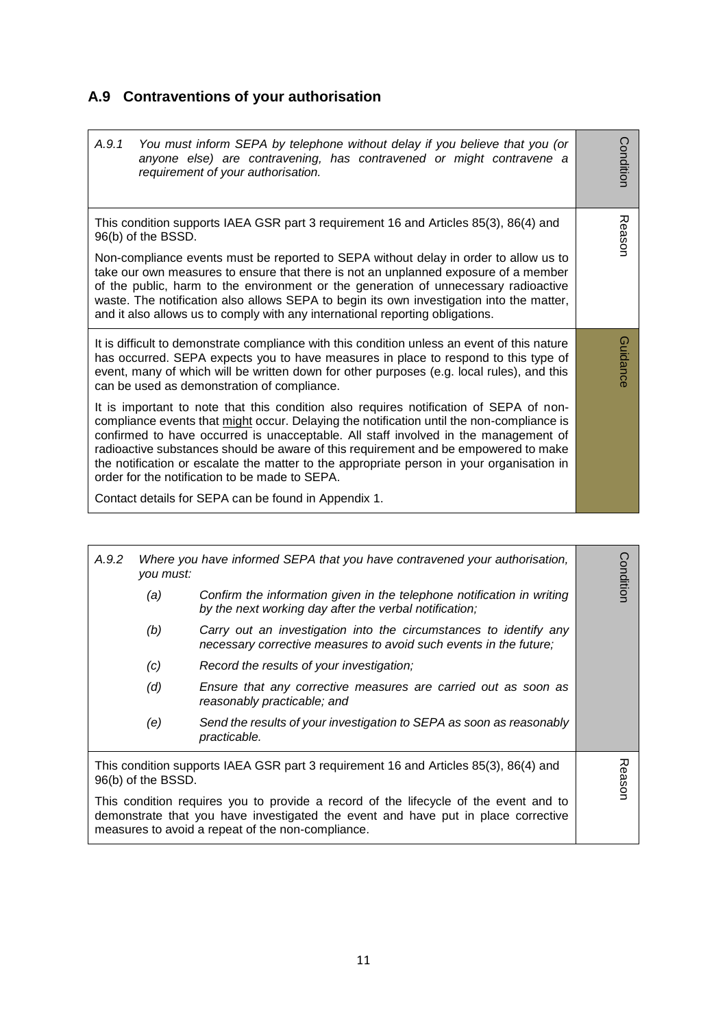## A.9 Contraventions of your authorisation

| | |
|---|---|
| *A.9.1 You must inform SEPA by telephone without delay if you believe that you (or anyone else) are contravening, has contravened or might contravene a requirement of your authorisation.* | Condition |
| This condition supports IAEA GSR part 3 requirement 16 and Articles 85(3), 86(4) and 96(b) of the BSSD.<br><br>Non-compliance events must be reported to SEPA without delay in order to allow us to take our own measures to ensure that there is not an unplanned exposure of a member of the public, harm to the environment or the generation of unnecessary radioactive waste. The notification also allows SEPA to begin its own investigation into the matter, and it also allows us to comply with any international reporting obligations. | Reason |
| It is difficult to demonstrate compliance with this condition unless an event of this nature has occurred. SEPA expects you to have measures in place to respond to this type of event, many of which will be written down for other purposes (e.g. local rules), and this can be used as demonstration of compliance.<br><br>It is important to note that this condition also requires notification of SEPA of non-compliance events that might occur. Delaying the notification until the non-compliance is confirmed to have occurred is unacceptable. All staff involved in the management of radioactive substances should be aware of this requirement and be empowered to make the notification or escalate the matter to the appropriate person in your organisation in order for the notification to be made to SEPA.<br><br>Contact details for SEPA can be found in Appendix 1. | Guidance |

| | |
|---|---|
| *A.9.2 Where you have informed SEPA that you have contravened your authorisation, you must:*<br><br>*(a) Confirm the information given in the telephone notification in writing by the next working day after the verbal notification;*<br><br>*(b) Carry out an investigation into the circumstances to identify any necessary corrective measures to avoid such events in the future;*<br><br>*(c) Record the results of your investigation;*<br><br>*(d) Ensure that any corrective measures are carried out as soon as reasonably practicable; and*<br><br>*(e) Send the results of your investigation to SEPA as soon as reasonably practicable.* | Condition |
| This condition supports IAEA GSR part 3 requirement 16 and Articles 85(3), 86(4) and 96(b) of the BSSD.<br><br>This condition requires you to provide a record of the lifecycle of the event and to demonstrate that you have investigated the event and have put in place corrective measures to avoid a repeat of the non-compliance. | Reason |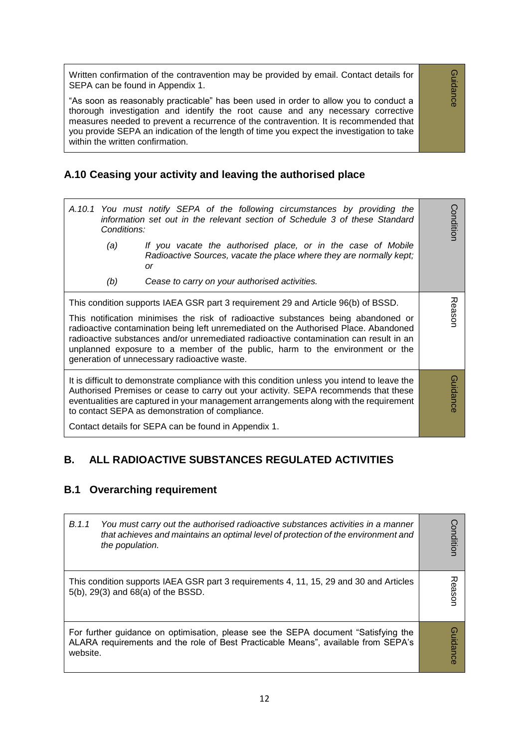| | |
|---|---|
| Written confirmation of the contravention may be provided by email. Contact details for SEPA can be found in Appendix 1.<br><br>"As soon as reasonably practicable" has been used in order to allow you to conduct a thorough investigation and identify the root cause and any necessary corrective measures needed to prevent a recurrence of the contravention. It is recommended that you provide SEPA an indication of the length of time you expect the investigation to take within the written confirmation. | Guidance |

## A.10 Ceasing your activity and leaving the authorised place

| | |
|---|---|
| *A.10.1 You must notify SEPA of the following circumstances by providing the information set out in the relevant section of Schedule 3 of these Standard Conditions:*<br><br>*(a) If you vacate the authorised place, or in the case of Mobile Radioactive Sources, vacate the place where they are normally kept; or*<br><br>*(b) Cease to carry on your authorised activities.* | Condition |
| This condition supports IAEA GSR part 3 requirement 29 and Article 96(b) of BSSD.<br><br>This notification minimises the risk of radioactive substances being abandoned or radioactive contamination being left unremediated on the Authorised Place. Abandoned radioactive substances and/or unremediated radioactive contamination can result in an unplanned exposure to a member of the public, harm to the environment or the generation of unnecessary radioactive waste. | Reason |
| It is difficult to demonstrate compliance with this condition unless you intend to leave the Authorised Premises or cease to carry out your activity. SEPA recommends that these eventualities are captured in your management arrangements along with the requirement to contact SEPA as demonstration of compliance.<br><br>Contact details for SEPA can be found in Appendix 1. | Guidance |

# B. ALL RADIOACTIVE SUBSTANCES REGULATED ACTIVITIES

## B.1 Overarching requirement

| | |
|---|---|
| *B.1.1 You must carry out the authorised radioactive substances activities in a manner that achieves and maintains an optimal level of protection of the environment and the population.* | Condition |
| This condition supports IAEA GSR part 3 requirements 4, 11, 15, 29 and 30 and Articles 5(b), 29(3) and 68(a) of the BSSD. | Reason |
| For further guidance on optimisation, please see the SEPA document "Satisfying the ALARA requirements and the role of Best Practicable Means", available from SEPA's website. | Guidance |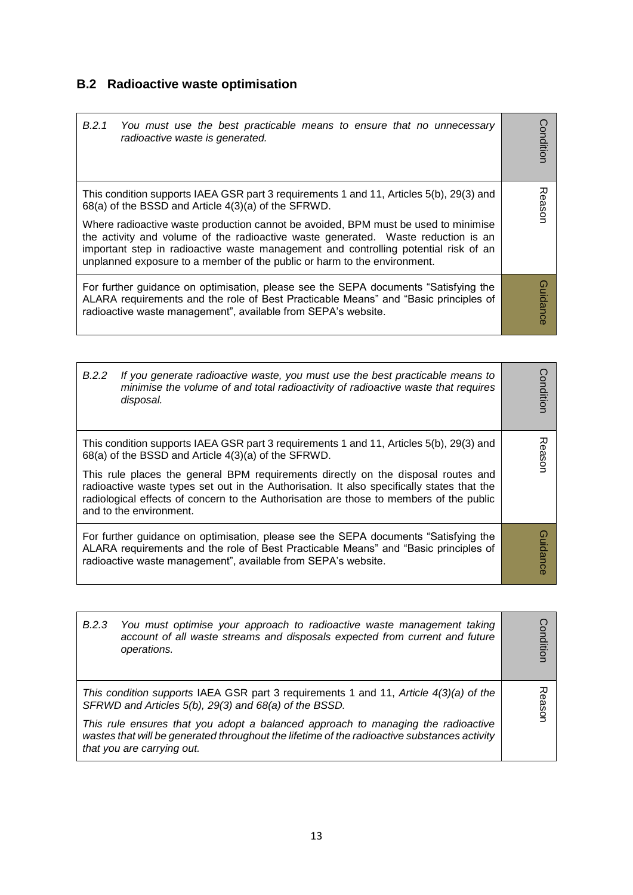## B.2 Radioactive waste optimisation

| | |
|---|---|
| *B.2.1 You must use the best practicable means to ensure that no unnecessary radioactive waste is generated.* | Condition |
| This condition supports IAEA GSR part 3 requirements 1 and 11, Articles 5(b), 29(3) and 68(a) of the BSSD and Article 4(3)(a) of the SFRWD.<br><br>Where radioactive waste production cannot be avoided, BPM must be used to minimise the activity and volume of the radioactive waste generated. Waste reduction is an important step in radioactive waste management and controlling potential risk of an unplanned exposure to a member of the public or harm to the environment. | Reason |
| For further guidance on optimisation, please see the SEPA documents "Satisfying the ALARA requirements and the role of Best Practicable Means" and "Basic principles of radioactive waste management", available from SEPA's website. | Guidance |

| | |
|---|---|
| *B.2.2 If you generate radioactive waste, you must use the best practicable means to minimise the volume of and total radioactivity of radioactive waste that requires disposal.* | Condition |
| This condition supports IAEA GSR part 3 requirements 1 and 11, Articles 5(b), 29(3) and 68(a) of the BSSD and Article 4(3)(a) of the SFRWD.<br><br>This rule places the general BPM requirements directly on the disposal routes and radioactive waste types set out in the Authorisation. It also specifically states that the radiological effects of concern to the Authorisation are those to members of the public and to the environment. | Reason |
| For further guidance on optimisation, please see the SEPA documents "Satisfying the ALARA requirements and the role of Best Practicable Means" and "Basic principles of radioactive waste management", available from SEPA's website. | Guidance |

| | |
|---|---|
| *B.2.3 You must optimise your approach to radioactive waste management taking account of all waste streams and disposals expected from current and future operations.* | Condition |
| *This condition supports* IAEA GSR part 3 requirements 1 and 11, *Article 4(3)(a) of the SFRWD and Articles 5(b), 29(3) and 68(a) of the BSSD.*<br><br>*This rule ensures that you adopt a balanced approach to managing the radioactive wastes that will be generated throughout the lifetime of the radioactive substances activity that you are carrying out.* | Reason |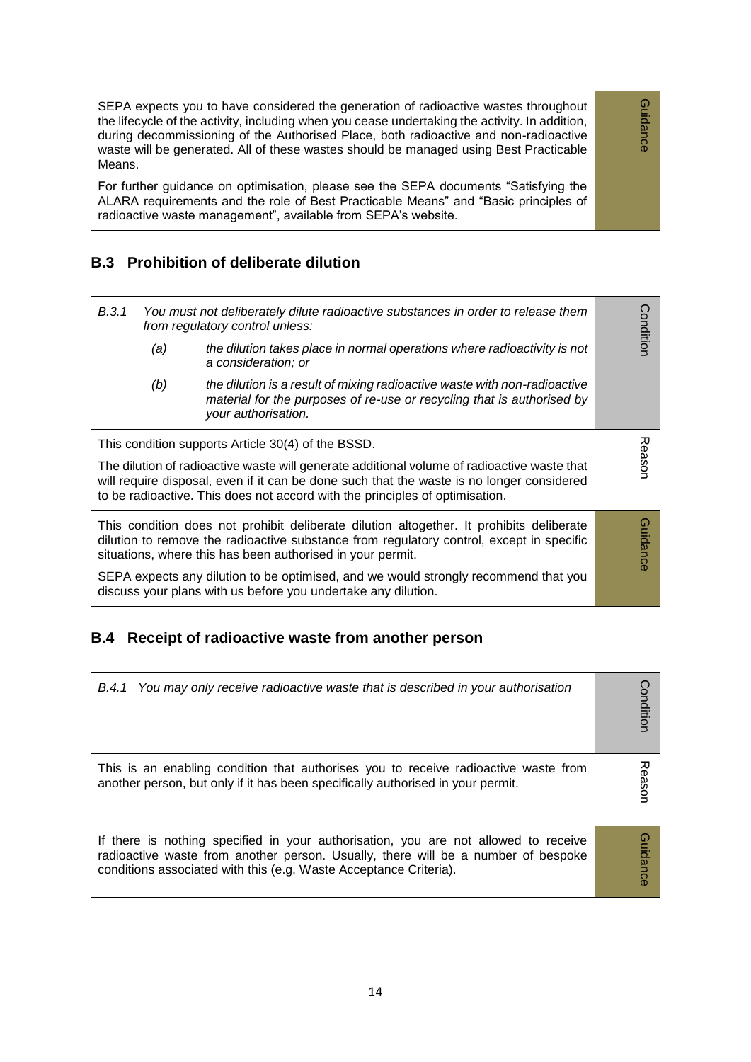| | |
|---|---|
| SEPA expects you to have considered the generation of radioactive wastes throughout the lifecycle of the activity, including when you cease undertaking the activity. In addition, during decommissioning of the Authorised Place, both radioactive and non-radioactive waste will be generated. All of these wastes should be managed using Best Practicable Means.<br><br>For further guidance on optimisation, please see the SEPA documents "Satisfying the ALARA requirements and the role of Best Practicable Means" and "Basic principles of radioactive waste management", available from SEPA's website. | Guidance |

## B.3 Prohibition of deliberate dilution

| | |
|---|---|
| *B.3.1 You must not deliberately dilute radioactive substances in order to release them from regulatory control unless:*<br><br>*(a) the dilution takes place in normal operations where radioactivity is not a consideration; or*<br><br>*(b) the dilution is a result of mixing radioactive waste with non-radioactive material for the purposes of re-use or recycling that is authorised by your authorisation.* | Condition |
| This condition supports Article 30(4) of the BSSD.<br><br>The dilution of radioactive waste will generate additional volume of radioactive waste that will require disposal, even if it can be done such that the waste is no longer considered to be radioactive. This does not accord with the principles of optimisation. | Reason |
| This condition does not prohibit deliberate dilution altogether. It prohibits deliberate dilution to remove the radioactive substance from regulatory control, except in specific situations, where this has been authorised in your permit.<br><br>SEPA expects any dilution to be optimised, and we would strongly recommend that you discuss your plans with us before you undertake any dilution. | Guidance |

## B.4 Receipt of radioactive waste from another person

| | |
|---|---|
| *B.4.1 You may only receive radioactive waste that is described in your authorisation* | Condition |
| This is an enabling condition that authorises you to receive radioactive waste from another person, but only if it has been specifically authorised in your permit. | Reason |
| If there is nothing specified in your authorisation, you are not allowed to receive radioactive waste from another person. Usually, there will be a number of bespoke conditions associated with this (e.g. Waste Acceptance Criteria). | Guidance |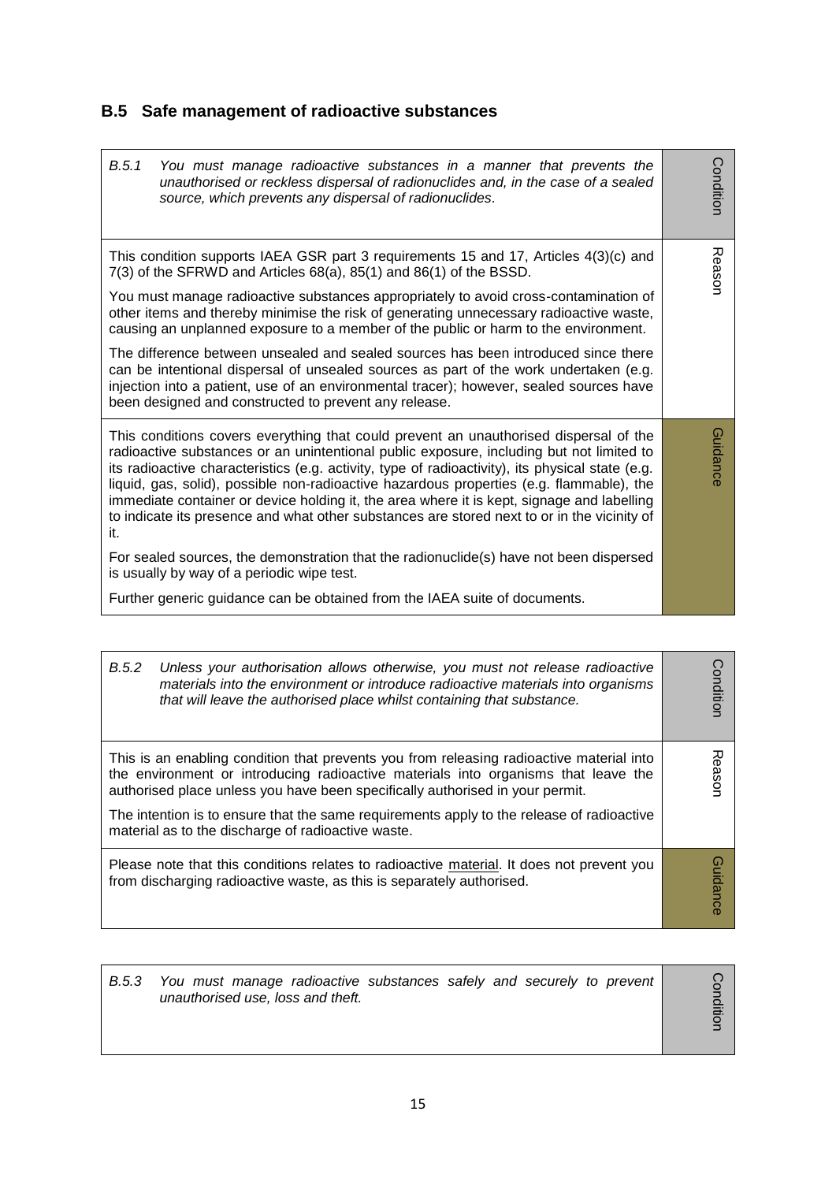## B.5 Safe management of radioactive substances

| | |
|---|---|
| *B.5.1 You must manage radioactive substances in a manner that prevents the unauthorised or reckless dispersal of radionuclides and, in the case of a sealed source, which prevents any dispersal of radionuclides.* | Condition |
| This condition supports IAEA GSR part 3 requirements 15 and 17, Articles 4(3)(c) and 7(3) of the SFRWD and Articles 68(a), 85(1) and 86(1) of the BSSD.<br><br>You must manage radioactive substances appropriately to avoid cross-contamination of other items and thereby minimise the risk of generating unnecessary radioactive waste, causing an unplanned exposure to a member of the public or harm to the environment.<br><br>The difference between unsealed and sealed sources has been introduced since there can be intentional dispersal of unsealed sources as part of the work undertaken (e.g. injection into a patient, use of an environmental tracer); however, sealed sources have been designed and constructed to prevent any release. | Reason |
| This conditions covers everything that could prevent an unauthorised dispersal of the radioactive substances or an unintentional public exposure, including but not limited to its radioactive characteristics (e.g. activity, type of radioactivity), its physical state (e.g. liquid, gas, solid), possible non-radioactive hazardous properties (e.g. flammable), the immediate container or device holding it, the area where it is kept, signage and labelling to indicate its presence and what other substances are stored next to or in the vicinity of it.<br><br>For sealed sources, the demonstration that the radionuclide(s) have not been dispersed is usually by way of a periodic wipe test.<br><br>Further generic guidance can be obtained from the IAEA suite of documents. | Guidance |

| | |
|---|---|
| *B.5.2 Unless your authorisation allows otherwise, you must not release radioactive materials into the environment or introduce radioactive materials into organisms that will leave the authorised place whilst containing that substance.* | Condition |
| This is an enabling condition that prevents you from releasing radioactive material into the environment or introducing radioactive materials into organisms that leave the authorised place unless you have been specifically authorised in your permit.<br><br>The intention is to ensure that the same requirements apply to the release of radioactive material as to the discharge of radioactive waste. | Reason |
| Please note that this conditions relates to radioactive <u>material</u>. It does not prevent you from discharging radioactive waste, as this is separately authorised. | Guidance |

| | |
|---|---|
| *B.5.3 You must manage radioactive substances safely and securely to prevent unauthorised use, loss and theft.* | Condition |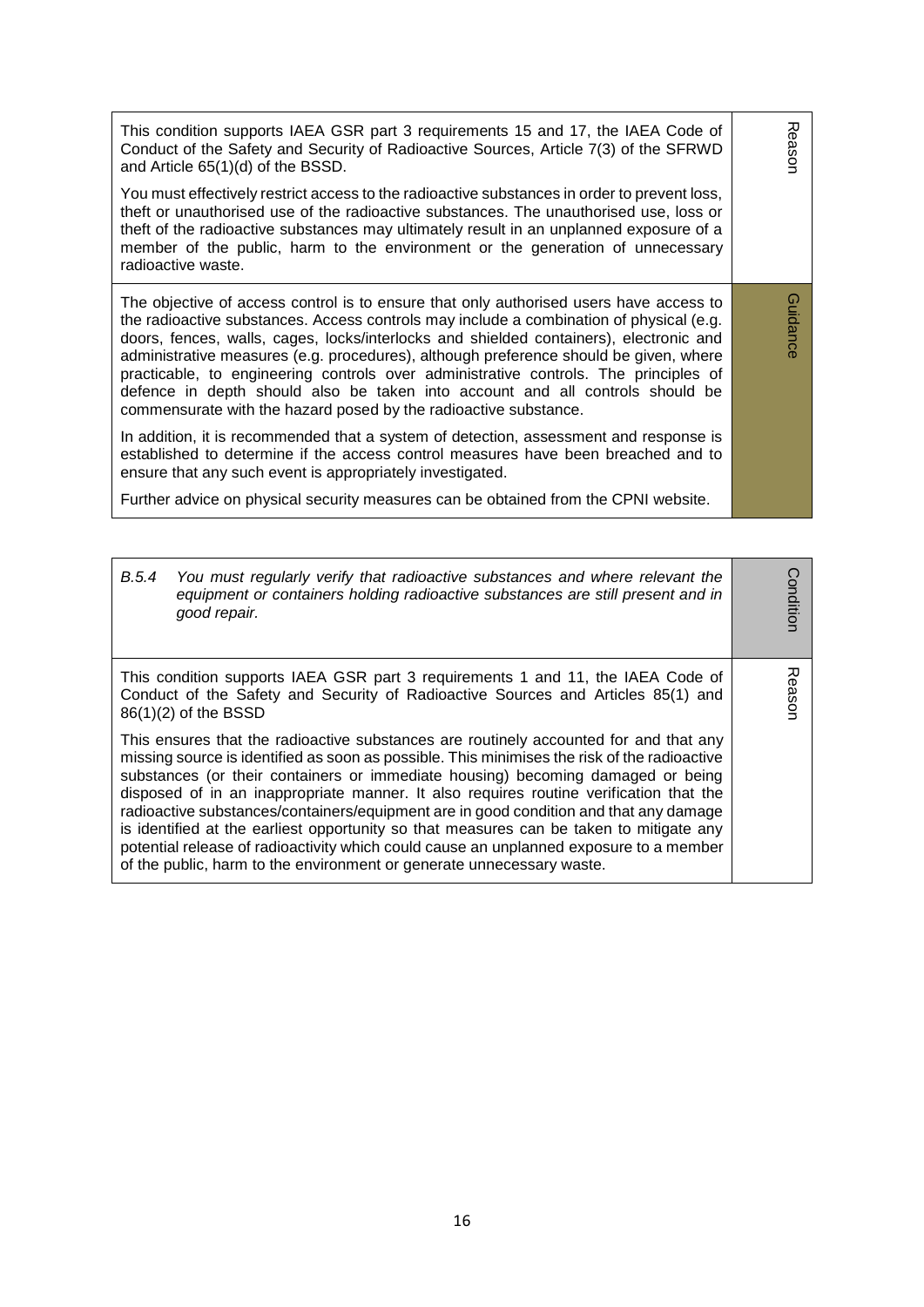| | |
|---|---|
| This condition supports IAEA GSR part 3 requirements 15 and 17, the IAEA Code of Conduct of the Safety and Security of Radioactive Sources, Article 7(3) of the SFRWD and Article 65(1)(d) of the BSSD.<br><br>You must effectively restrict access to the radioactive substances in order to prevent loss, theft or unauthorised use of the radioactive substances. The unauthorised use, loss or theft of the radioactive substances may ultimately result in an unplanned exposure of a member of the public, harm to the environment or the generation of unnecessary radioactive waste. | Reason |
| The objective of access control is to ensure that only authorised users have access to the radioactive substances. Access controls may include a combination of physical (e.g. doors, fences, walls, cages, locks/interlocks and shielded containers), electronic and administrative measures (e.g. procedures), although preference should be given, where practicable, to engineering controls over administrative controls. The principles of defence in depth should also be taken into account and all controls should be commensurate with the hazard posed by the radioactive substance.<br><br>In addition, it is recommended that a system of detection, assessment and response is established to determine if the access control measures have been breached and to ensure that any such event is appropriately investigated.<br><br>Further advice on physical security measures can be obtained from the CPNI website. | Guidance |

| | |
|---|---|
| *B.5.4 You must regularly verify that radioactive substances and where relevant the equipment or containers holding radioactive substances are still present and in good repair.* | Condition |
| This condition supports IAEA GSR part 3 requirements 1 and 11, the IAEA Code of Conduct of the Safety and Security of Radioactive Sources and Articles 85(1) and 86(1)(2) of the BSSD<br><br>This ensures that the radioactive substances are routinely accounted for and that any missing source is identified as soon as possible. This minimises the risk of the radioactive substances (or their containers or immediate housing) becoming damaged or being disposed of in an inappropriate manner. It also requires routine verification that the radioactive substances/containers/equipment are in good condition and that any damage is identified at the earliest opportunity so that measures can be taken to mitigate any potential release of radioactivity which could cause an unplanned exposure to a member of the public, harm to the environment or generate unnecessary waste. | Reason |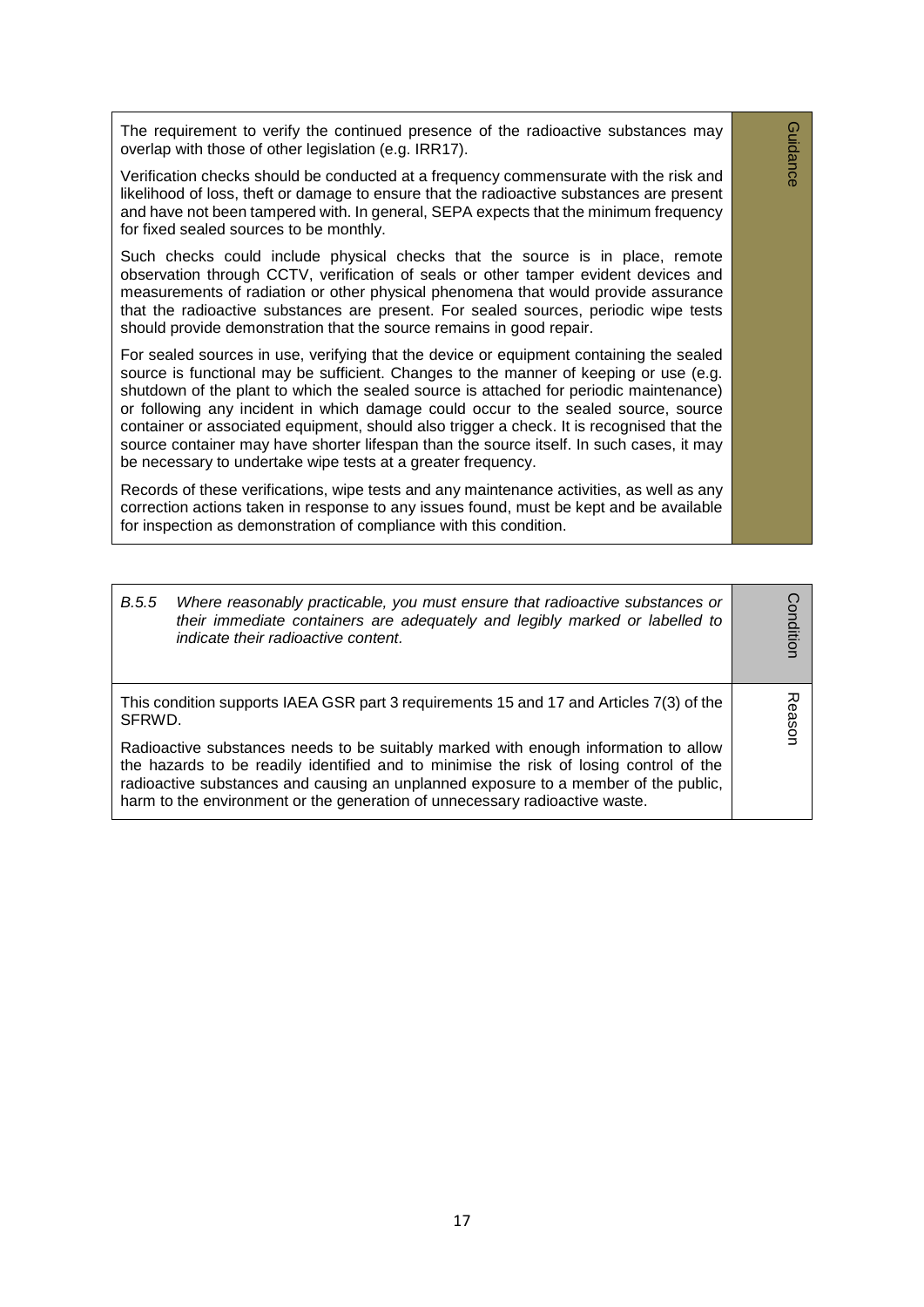The requirement to verify the continued presence of the radioactive substances may overlap with those of other legislation (e.g. IRR17).

Verification checks should be conducted at a frequency commensurate with the risk and likelihood of loss, theft or damage to ensure that the radioactive substances are present and have not been tampered with. In general, SEPA expects that the minimum frequency for fixed sealed sources to be monthly.

Such checks could include physical checks that the source is in place, remote observation through CCTV, verification of seals or other tamper evident devices and measurements of radiation or other physical phenomena that would provide assurance that the radioactive substances are present. For sealed sources, periodic wipe tests should provide demonstration that the source remains in good repair.

For sealed sources in use, verifying that the device or equipment containing the sealed source is functional may be sufficient. Changes to the manner of keeping or use (e.g. shutdown of the plant to which the sealed source is attached for periodic maintenance) or following any incident in which damage could occur to the sealed source, source container or associated equipment, should also trigger a check. It is recognised that the source container may have shorter lifespan than the source itself. In such cases, it may be necessary to undertake wipe tests at a greater frequency.

Records of these verifications, wipe tests and any maintenance activities, as well as any correction actions taken in response to any issues found, must be kept and be available for inspection as demonstration of compliance with this condition.

*Guidance*

*B.5.5 Where reasonably practicable, you must ensure that radioactive substances or their immediate containers are adequately and legibly marked or labelled to indicate their radioactive content.*

*Condition*

This condition supports IAEA GSR part 3 requirements 15 and 17 and Articles 7(3) of the SFRWD.

Radioactive substances needs to be suitably marked with enough information to allow the hazards to be readily identified and to minimise the risk of losing control of the radioactive substances and causing an unplanned exposure to a member of the public, harm to the environment or the generation of unnecessary radioactive waste.

*Reason*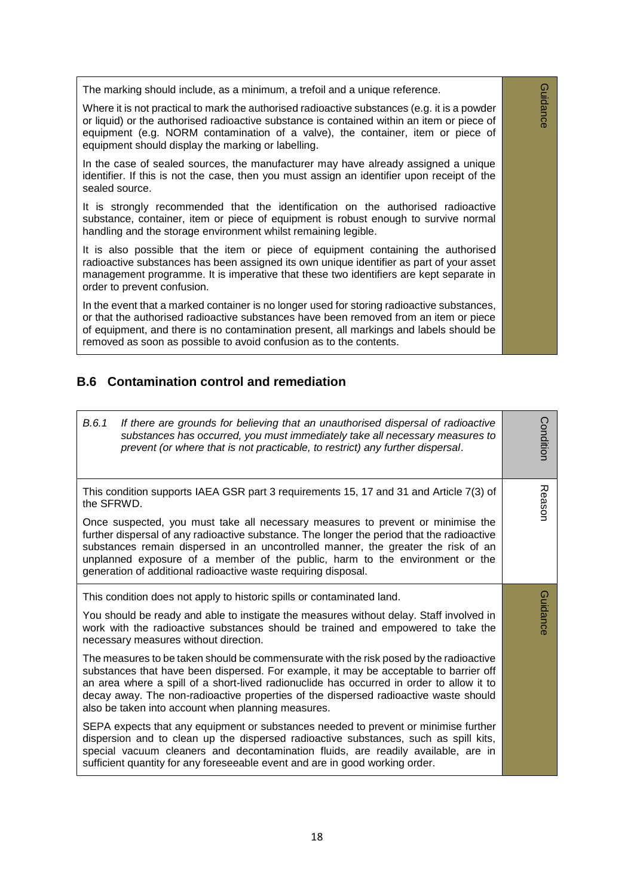The marking should include, as a minimum, a trefoil and a unique reference.

Where it is not practical to mark the authorised radioactive substances (e.g. it is a powder or liquid) or the authorised radioactive substance is contained within an item or piece of equipment (e.g. NORM contamination of a valve), the container, item or piece of equipment should display the marking or labelling.

In the case of sealed sources, the manufacturer may have already assigned a unique identifier. If this is not the case, then you must assign an identifier upon receipt of the sealed source.

It is strongly recommended that the identification on the authorised radioactive substance, container, item or piece of equipment is robust enough to survive normal handling and the storage environment whilst remaining legible.

It is also possible that the item or piece of equipment containing the authorised radioactive substances has been assigned its own unique identifier as part of your asset management programme. It is imperative that these two identifiers are kept separate in order to prevent confusion.

In the event that a marked container is no longer used for storing radioactive substances, or that the authorised radioactive substances have been removed from an item or piece of equipment, and there is no contamination present, all markings and labels should be removed as soon as possible to avoid confusion as to the contents.

*Guidance*

## B.6 Contamination control and remediation

*B.6.1 If there are grounds for believing that an unauthorised dispersal of radioactive substances has occurred, you must immediately take all necessary measures to prevent (or where that is not practicable, to restrict) any further dispersal.*

*Condition*

This condition supports IAEA GSR part 3 requirements 15, 17 and 31 and Article 7(3) of the SFRWD.

Once suspected, you must take all necessary measures to prevent or minimise the further dispersal of any radioactive substance. The longer the period that the radioactive substances remain dispersed in an uncontrolled manner, the greater the risk of an unplanned exposure of a member of the public, harm to the environment or the generation of additional radioactive waste requiring disposal.

*Reason*

This condition does not apply to historic spills or contaminated land.

You should be ready and able to instigate the measures without delay. Staff involved in work with the radioactive substances should be trained and empowered to take the necessary measures without direction.

The measures to be taken should be commensurate with the risk posed by the radioactive substances that have been dispersed. For example, it may be acceptable to barrier off an area where a spill of a short-lived radionuclide has occurred in order to allow it to decay away. The non-radioactive properties of the dispersed radioactive waste should also be taken into account when planning measures.

SEPA expects that any equipment or substances needed to prevent or minimise further dispersion and to clean up the dispersed radioactive substances, such as spill kits, special vacuum cleaners and decontamination fluids, are readily available, are in sufficient quantity for any foreseeable event and are in good working order.

*Guidance*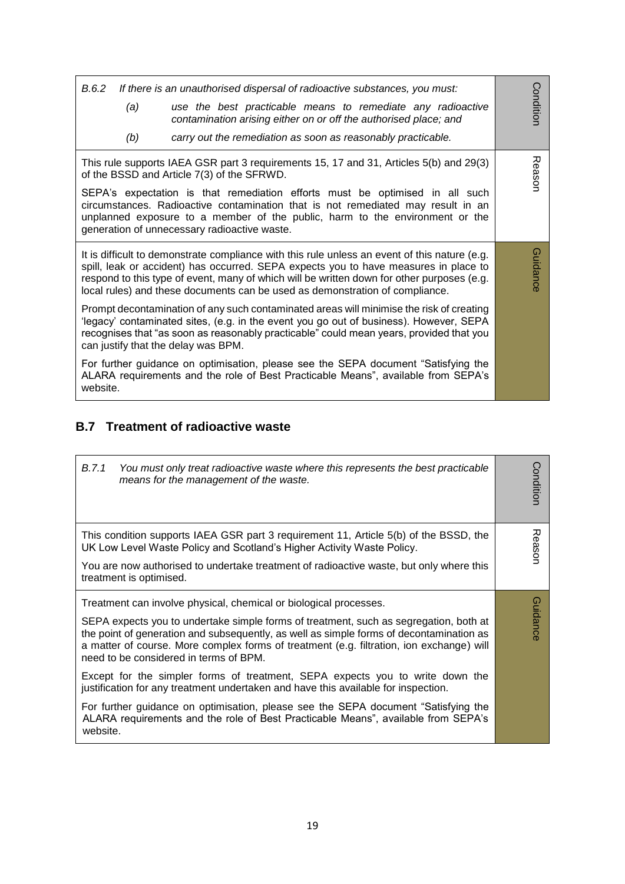| | |
|---|---|
| *B.6.2 If there is an unauthorised dispersal of radioactive substances, you must:*<br>*(a) use the best practicable means to remediate any radioactive contamination arising either on or off the authorised place; and*<br>*(b) carry out the remediation as soon as reasonably practicable.* | Condition |
| This rule supports IAEA GSR part 3 requirements 15, 17 and 31, Articles 5(b) and 29(3) of the BSSD and Article 7(3) of the SFRWD.<br><br>SEPA's expectation is that remediation efforts must be optimised in all such circumstances. Radioactive contamination that is not remediated may result in an unplanned exposure to a member of the public, harm to the environment or the generation of unnecessary radioactive waste. | Reason |
| It is difficult to demonstrate compliance with this rule unless an event of this nature (e.g. spill, leak or accident) has occurred. SEPA expects you to have measures in place to respond to this type of event, many of which will be written down for other purposes (e.g. local rules) and these documents can be used as demonstration of compliance.<br><br>Prompt decontamination of any such contaminated areas will minimise the risk of creating 'legacy' contaminated sites, (e.g. in the event you go out of business). However, SEPA recognises that "as soon as reasonably practicable" could mean years, provided that you can justify that the delay was BPM.<br><br>For further guidance on optimisation, please see the SEPA document "Satisfying the ALARA requirements and the role of Best Practicable Means", available from SEPA's website. | Guidance |

## B.7 Treatment of radioactive waste

| | |
|---|---|
| *B.7.1 You must only treat radioactive waste where this represents the best practicable means for the management of the waste.* | Condition |
| This condition supports IAEA GSR part 3 requirement 11, Article 5(b) of the BSSD, the UK Low Level Waste Policy and Scotland's Higher Activity Waste Policy.<br><br>You are now authorised to undertake treatment of radioactive waste, but only where this treatment is optimised. | Reason |
| Treatment can involve physical, chemical or biological processes.<br><br>SEPA expects you to undertake simple forms of treatment, such as segregation, both at the point of generation and subsequently, as well as simple forms of decontamination as a matter of course. More complex forms of treatment (e.g. filtration, ion exchange) will need to be considered in terms of BPM.<br><br>Except for the simple forms of treatment, SEPA expects you to write down the justification for any treatment undertaken and have this available for inspection.<br><br>For further guidance on optimisation, please see the SEPA document "Satisfying the ALARA requirements and the role of Best Practicable Means", available from SEPA's website. | Guidance |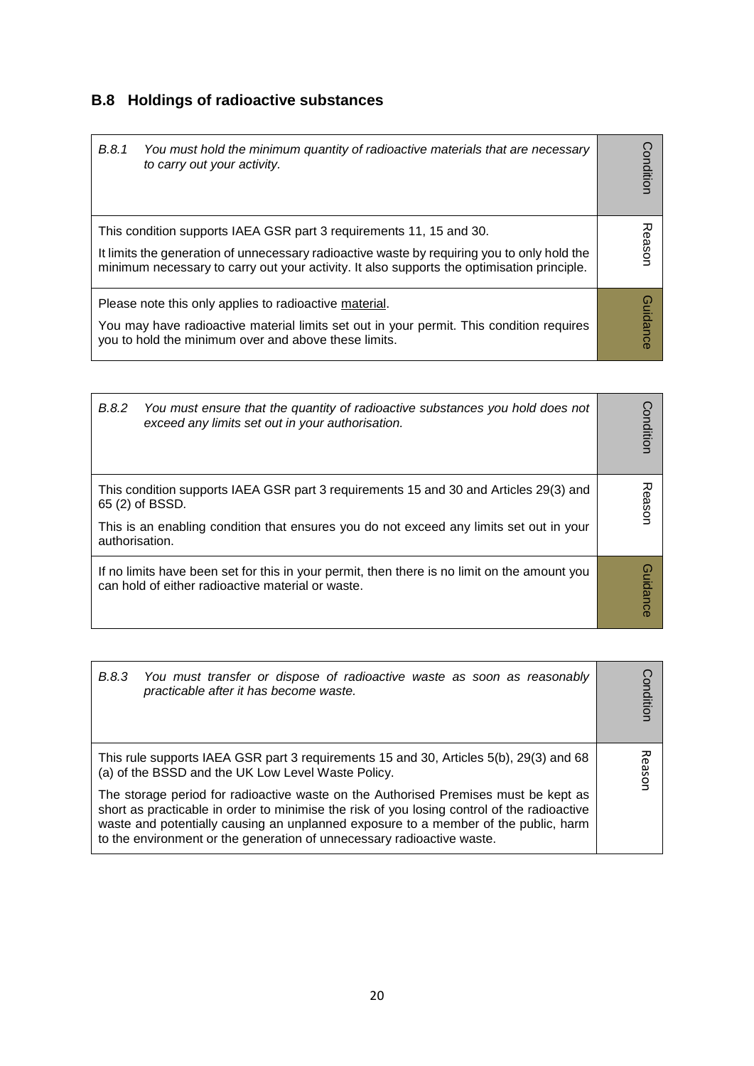## B.8 Holdings of radioactive substances

| | |
|---|---|
| *B.8.1 You must hold the minimum quantity of radioactive materials that are necessary to carry out your activity.* | Condition |
| This condition supports IAEA GSR part 3 requirements 11, 15 and 30.<br><br>It limits the generation of unnecessary radioactive waste by requiring you to only hold the minimum necessary to carry out your activity. It also supports the optimisation principle. | Reason |
| Please note this only applies to radioactive <u>material</u>.<br><br>You may have radioactive material limits set out in your permit. This condition requires you to hold the minimum over and above these limits. | Guidance |

| | |
|---|---|
| *B.8.2 You must ensure that the quantity of radioactive substances you hold does not exceed any limits set out in your authorisation.* | Condition |
| This condition supports IAEA GSR part 3 requirements 15 and 30 and Articles 29(3) and 65 (2) of BSSD.<br><br>This is an enabling condition that ensures you do not exceed any limits set out in your authorisation. | Reason |
| If no limits have been set for this in your permit, then there is no limit on the amount you can hold of either radioactive material or waste. | Guidance |

| | |
|---|---|
| *B.8.3 You must transfer or dispose of radioactive waste as soon as reasonably practicable after it has become waste.* | Condition |
| This rule supports IAEA GSR part 3 requirements 15 and 30, Articles 5(b), 29(3) and 68 (a) of the BSSD and the UK Low Level Waste Policy.<br><br>The storage period for radioactive waste on the Authorised Premises must be kept as short as practicable in order to minimise the risk of you losing control of the radioactive waste and potentially causing an unplanned exposure to a member of the public, harm to the environment or the generation of unnecessary radioactive waste. | Reason |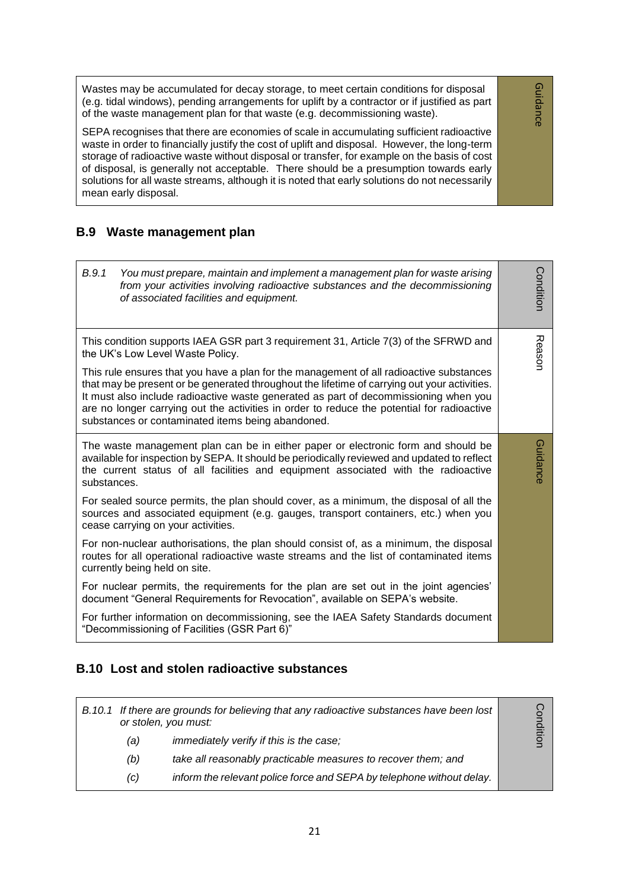Wastes may be accumulated for decay storage, to meet certain conditions for disposal (e.g. tidal windows), pending arrangements for uplift by a contractor or if justified as part of the waste management plan for that waste (e.g. decommissioning waste).

SEPA recognises that there are economies of scale in accumulating sufficient radioactive waste in order to financially justify the cost of uplift and disposal. However, the long-term storage of radioactive waste without disposal or transfer, for example on the basis of cost of disposal, is generally not acceptable. There should be a presumption towards early solutions for all waste streams, although it is noted that early solutions do not necessarily mean early disposal.

*Guidance*

## B.9 Waste management plan

*B.9.1 You must prepare, maintain and implement a management plan for waste arising from your activities involving radioactive substances and the decommissioning of associated facilities and equipment.*

*Condition*

This condition supports IAEA GSR part 3 requirement 31, Article 7(3) of the SFRWD and the UK's Low Level Waste Policy.

This rule ensures that you have a plan for the management of all radioactive substances that may be present or be generated throughout the lifetime of carrying out your activities. It must also include radioactive waste generated as part of decommissioning when you are no longer carrying out the activities in order to reduce the potential for radioactive substances or contaminated items being abandoned.

*Reason*

The waste management plan can be in either paper or electronic form and should be available for inspection by SEPA. It should be periodically reviewed and updated to reflect the current status of all facilities and equipment associated with the radioactive substances.

For sealed source permits, the plan should cover, as a minimum, the disposal of all the sources and associated equipment (e.g. gauges, transport containers, etc.) when you cease carrying on your activities.

For non-nuclear authorisations, the plan should consist of, as a minimum, the disposal routes for all operational radioactive waste streams and the list of contaminated items currently being held on site.

For nuclear permits, the requirements for the plan are set out in the joint agencies' document "General Requirements for Revocation", available on SEPA's website.

For further information on decommissioning, see the IAEA Safety Standards document "Decommissioning of Facilities (GSR Part 6)"

*Guidance*

## B.10 Lost and stolen radioactive substances

*B.10.1 If there are grounds for believing that any radioactive substances have been lost or stolen, you must:*

*(a) immediately verify if this is the case;*

*(b) take all reasonably practicable measures to recover them; and*

*(c) inform the relevant police force and SEPA by telephone without delay.*

*Condition*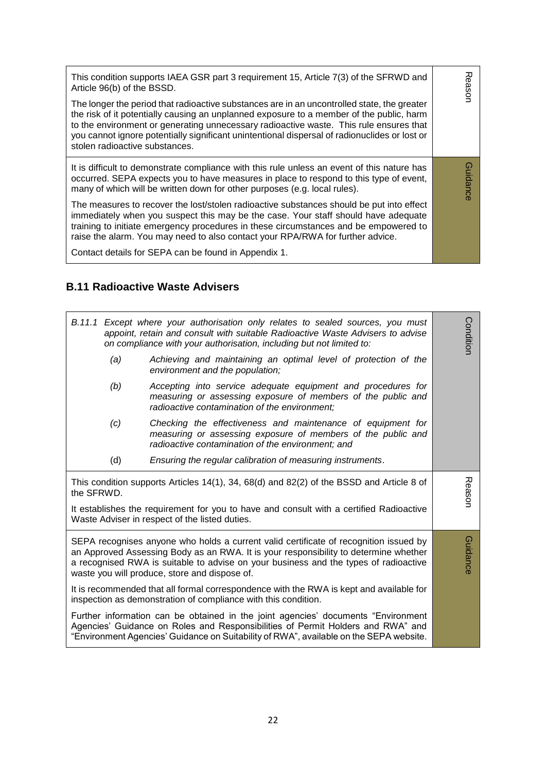| | |
|---|---|
| This condition supports IAEA GSR part 3 requirement 15, Article 7(3) of the SFRWD and Article 96(b) of the BSSD.<br><br>The longer the period that radioactive substances are in an uncontrolled state, the greater the risk of it potentially causing an unplanned exposure to a member of the public, harm to the environment or generating unnecessary radioactive waste. This rule ensures that you cannot ignore potentially significant unintentional dispersal of radionuclides or lost or stolen radioactive substances. | Reason |
| It is difficult to demonstrate compliance with this rule unless an event of this nature has occurred. SEPA expects you to have measures in place to respond to this type of event, many of which will be written down for other purposes (e.g. local rules).<br><br>The measures to recover the lost/stolen radioactive substances should be put into effect immediately when you suspect this may be the case. Your staff should have adequate training to initiate emergency procedures in these circumstances and be empowered to raise the alarm. You may need to also contact your RPA/RWA for further advice.<br><br>Contact details for SEPA can be found in Appendix 1. | Guidance |

## B.11 Radioactive Waste Advisers

| | |
|---|---|
| *B.11.1 Except where your authorisation only relates to sealed sources, you must appoint, retain and consult with suitable Radioactive Waste Advisers to advise on compliance with your authorisation, including but not limited to:*<br><br>*(a) Achieving and maintaining an optimal level of protection of the environment and the population;*<br><br>*(b) Accepting into service adequate equipment and procedures for measuring or assessing exposure of members of the public and radioactive contamination of the environment;*<br><br>*(c) Checking the effectiveness and maintenance of equipment for measuring or assessing exposure of members of the public and radioactive contamination of the environment; and*<br><br>(d) *Ensuring the regular calibration of measuring instruments*. | Condition |
| This condition supports Articles 14(1), 34, 68(d) and 82(2) of the BSSD and Article 8 of the SFRWD.<br><br>It establishes the requirement for you to have and consult with a certified Radioactive Waste Adviser in respect of the listed duties. | Reason |
| SEPA recognises anyone who holds a current valid certificate of recognition issued by an Approved Assessing Body as an RWA. It is your responsibility to determine whether a recognised RWA is suitable to advise on your business and the types of radioactive waste you will produce, store and dispose of.<br><br>It is recommended that all formal correspondence with the RWA is kept and available for inspection as demonstration of compliance with this condition.<br><br>Further information can be obtained in the joint agencies' documents "Environment Agencies' Guidance on Roles and Responsibilities of Permit Holders and RWA" and "Environment Agencies' Guidance on Suitability of RWA", available on the SEPA website. | Guidance |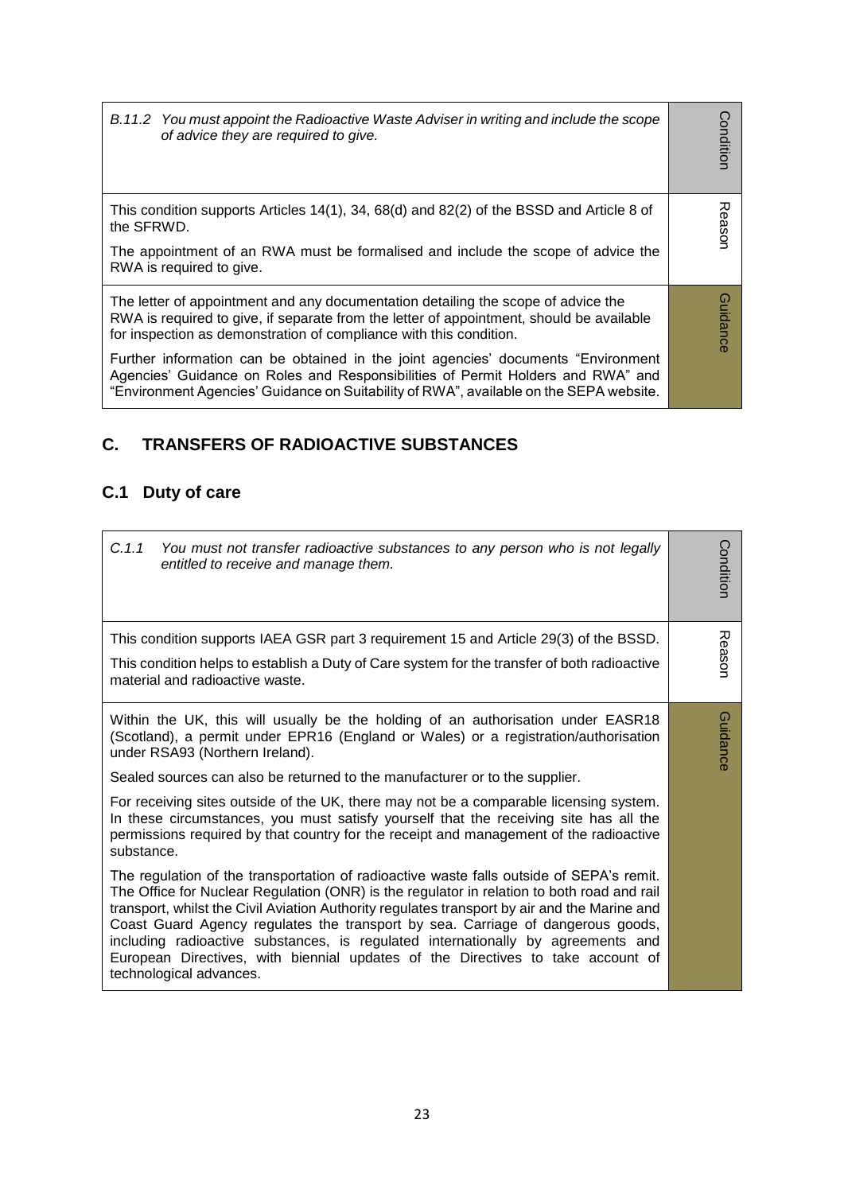| | |
|---|---|
| *B.11.2 You must appoint the Radioactive Waste Adviser in writing and include the scope of advice they are required to give.* | Condition |
| This condition supports Articles 14(1), 34, 68(d) and 82(2) of the BSSD and Article 8 of the SFRWD.<br><br>The appointment of an RWA must be formalised and include the scope of advice the RWA is required to give. | Reason |
| The letter of appointment and any documentation detailing the scope of advice the RWA is required to give, if separate from the letter of appointment, should be available for inspection as demonstration of compliance with this condition.<br><br>Further information can be obtained in the joint agencies' documents "Environment Agencies' Guidance on Roles and Responsibilities of Permit Holders and RWA" and "Environment Agencies' Guidance on Suitability of RWA", available on the SEPA website. | Guidance |

## C. TRANSFERS OF RADIOACTIVE SUBSTANCES

### C.1 Duty of care

| | |
|---|---|
| *C.1.1 You must not transfer radioactive substances to any person who is not legally entitled to receive and manage them.* | Condition |
| This condition supports IAEA GSR part 3 requirement 15 and Article 29(3) of the BSSD.<br><br>This condition helps to establish a Duty of Care system for the transfer of both radioactive material and radioactive waste. | Reason |
| Within the UK, this will usually be the holding of an authorisation under EASR18 (Scotland), a permit under EPR16 (England or Wales) or a registration/authorisation under RSA93 (Northern Ireland).<br><br>Sealed sources can also be returned to the manufacturer or to the supplier.<br><br>For receiving sites outside of the UK, there may not be a comparable licensing system. In these circumstances, you must satisfy yourself that the receiving site has all the permissions required by that country for the receipt and management of the radioactive substance.<br><br>The regulation of the transportation of radioactive waste falls outside of SEPA's remit. The Office for Nuclear Regulation (ONR) is the regulator in relation to both road and rail transport, whilst the Civil Aviation Authority regulates transport by air and the Marine and Coast Guard Agency regulates the transport by sea. Carriage of dangerous goods, including radioactive substances, is regulated internationally by agreements and European Directives, with biennial updates of the Directives to take account of technological advances. | Guidance |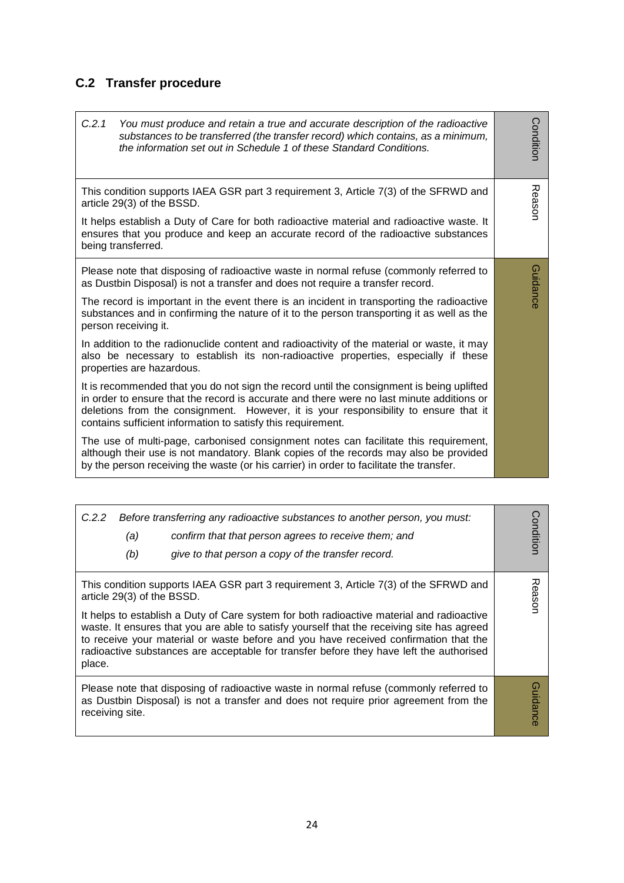## C.2 Transfer procedure

| | |
|---|---|
| *C.2.1 You must produce and retain a true and accurate description of the radioactive substances to be transferred (the transfer record) which contains, as a minimum, the information set out in Schedule 1 of these Standard Conditions.* | Condition |
| This condition supports IAEA GSR part 3 requirement 3, Article 7(3) of the SFRWD and article 29(3) of the BSSD.<br><br>It helps establish a Duty of Care for both radioactive material and radioactive waste. It ensures that you produce and keep an accurate record of the radioactive substances being transferred. | Reason |
| Please note that disposing of radioactive waste in normal refuse (commonly referred to as Dustbin Disposal) is not a transfer and does not require a transfer record.<br><br>The record is important in the event there is an incident in transporting the radioactive substances and in confirming the nature of it to the person transporting it as well as the person receiving it.<br><br>In addition to the radionuclide content and radioactivity of the material or waste, it may also be necessary to establish its non-radioactive properties, especially if these properties are hazardous.<br><br>It is recommended that you do not sign the record until the consignment is being uplifted in order to ensure that the record is accurate and there were no last minute additions or deletions from the consignment. However, it is your responsibility to ensure that it contains sufficient information to satisfy this requirement.<br><br>The use of multi-page, carbonised consignment notes can facilitate this requirement, although their use is not mandatory. Blank copies of the records may also be provided by the person receiving the waste (or his carrier) in order to facilitate the transfer. | Guidance |

| | |
|---|---|
| *C.2.2 Before transferring any radioactive substances to another person, you must:*<br>*(a) confirm that that person agrees to receive them; and*<br>*(b) give to that person a copy of the transfer record.* | Condition |
| This condition supports IAEA GSR part 3 requirement 3, Article 7(3) of the SFRWD and article 29(3) of the BSSD.<br><br>It helps to establish a Duty of Care system for both radioactive material and radioactive waste. It ensures that you are able to satisfy yourself that the receiving site has agreed to receive your material or waste before and you have received confirmation that the radioactive substances are acceptable for transfer before they have left the authorised place. | Reason |
| Please note that disposing of radioactive waste in normal refuse (commonly referred to as Dustbin Disposal) is not a transfer and does not require prior agreement from the receiving site. | Guidance |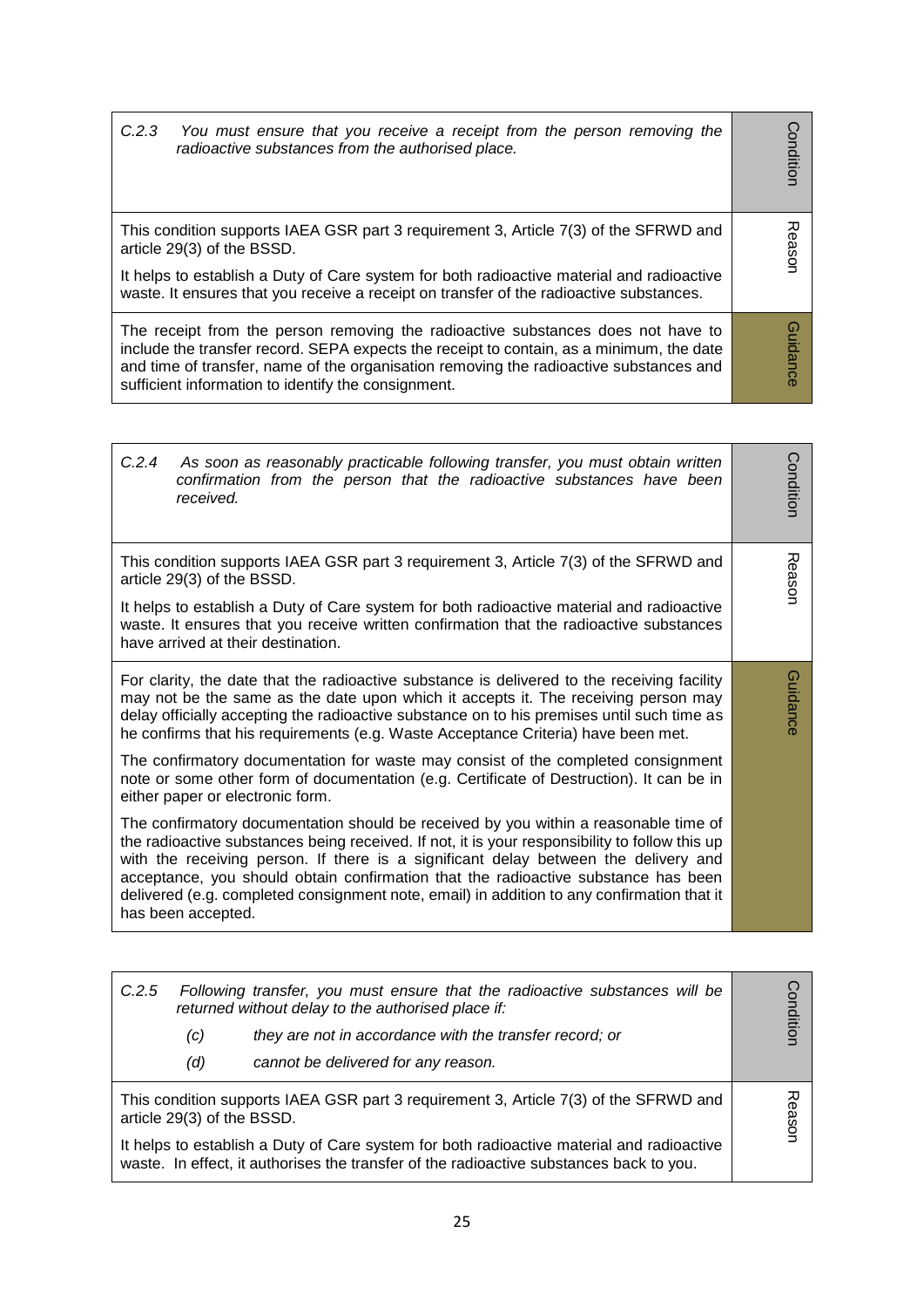| | |
|---|---|
| *C.2.3 You must ensure that you receive a receipt from the person removing the radioactive substances from the authorised place.* | Condition |
| This condition supports IAEA GSR part 3 requirement 3, Article 7(3) of the SFRWD and article 29(3) of the BSSD.<br><br>It helps to establish a Duty of Care system for both radioactive material and radioactive waste. It ensures that you receive a receipt on transfer of the radioactive substances. | Reason |
| The receipt from the person removing the radioactive substances does not have to include the transfer record. SEPA expects the receipt to contain, as a minimum, the date and time of transfer, name of the organisation removing the radioactive substances and sufficient information to identify the consignment. | Guidance |

| | |
|---|---|
| *C.2.4 As soon as reasonably practicable following transfer, you must obtain written confirmation from the person that the radioactive substances have been received.* | Condition |
| This condition supports IAEA GSR part 3 requirement 3, Article 7(3) of the SFRWD and article 29(3) of the BSSD.<br><br>It helps to establish a Duty of Care system for both radioactive material and radioactive waste. It ensures that you receive written confirmation that the radioactive substances have arrived at their destination. | Reason |
| For clarity, the date that the radioactive substance is delivered to the receiving facility may not be the same as the date upon which it accepts it. The receiving person may delay officially accepting the radioactive substance on to his premises until such time as he confirms that his requirements (e.g. Waste Acceptance Criteria) have been met.<br><br>The confirmatory documentation for waste may consist of the completed consignment note or some other form of documentation (e.g. Certificate of Destruction). It can be in either paper or electronic form.<br><br>The confirmatory documentation should be received by you within a reasonable time of the radioactive substances being received. If not, it is your responsibility to follow this up with the receiving person. If there is a significant delay between the delivery and acceptance, you should obtain confirmation that the radioactive substance has been delivered (e.g. completed consignment note, email) in addition to any confirmation that it has been accepted. | Guidance |

| | |
|---|---|
| *C.2.5 Following transfer, you must ensure that the radioactive substances will be returned without delay to the authorised place if:*<br><br>*(c) they are not in accordance with the transfer record; or*<br><br>*(d) cannot be delivered for any reason.* | Condition |
| This condition supports IAEA GSR part 3 requirement 3, Article 7(3) of the SFRWD and article 29(3) of the BSSD.<br><br>It helps to establish a Duty of Care system for both radioactive material and radioactive waste. In effect, it authorises the transfer of the radioactive substances back to you. | Reason |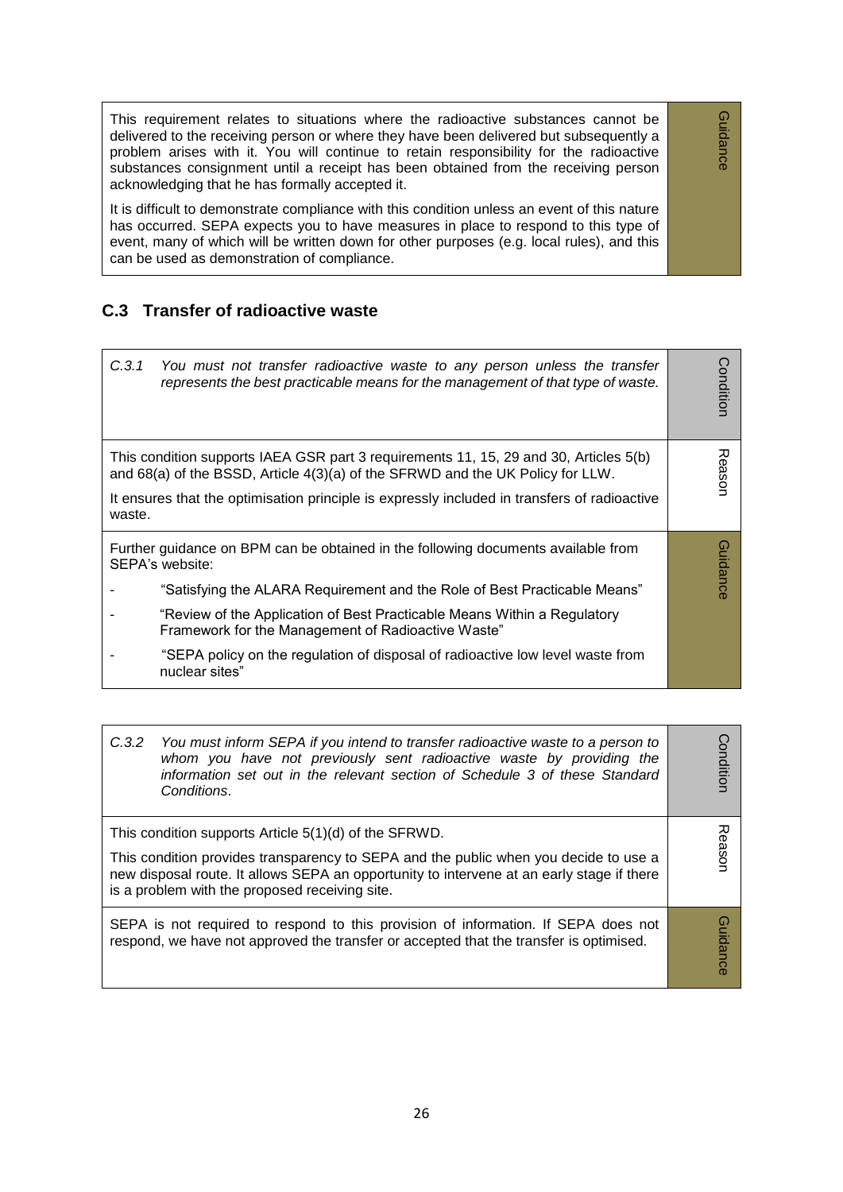| | |
|---|---|
| This requirement relates to situations where the radioactive substances cannot be delivered to the receiving person or where they have been delivered but subsequently a problem arises with it. You will continue to retain responsibility for the radioactive substances consignment until a receipt has been obtained from the receiving person acknowledging that he has formally accepted it.<br><br>It is difficult to demonstrate compliance with this condition unless an event of this nature has occurred. SEPA expects you to have measures in place to respond to this type of event, many of which will be written down for other purposes (e.g. local rules), and this can be used as demonstration of compliance. | Guidance |

## C.3 Transfer of radioactive waste

| | |
|---|---|
| *C.3.1 You must not transfer radioactive waste to any person unless the transfer represents the best practicable means for the management of that type of waste.* | Condition |
| This condition supports IAEA GSR part 3 requirements 11, 15, 29 and 30, Articles 5(b) and 68(a) of the BSSD, Article 4(3)(a) of the SFRWD and the UK Policy for LLW.<br><br>It ensures that the optimisation principle is expressly included in transfers of radioactive waste. | Reason |
| Further guidance on BPM can be obtained in the following documents available from SEPA's website:<br>- "Satisfying the ALARA Requirement and the Role of Best Practicable Means"<br>- "Review of the Application of Best Practicable Means Within a Regulatory Framework for the Management of Radioactive Waste"<br>- "SEPA policy on the regulation of disposal of radioactive low level waste from nuclear sites" | Guidance |

| | |
|---|---|
| *C.3.2 You must inform SEPA if you intend to transfer radioactive waste to a person to whom you have not previously sent radioactive waste by providing the information set out in the relevant section of Schedule 3 of these Standard Conditions.* | Condition |
| This condition supports Article 5(1)(d) of the SFRWD.<br><br>This condition provides transparency to SEPA and the public when you decide to use a new disposal route. It allows SEPA an opportunity to intervene at an early stage if there is a problem with the proposed receiving site. | Reason |
| SEPA is not required to respond to this provision of information. If SEPA does not respond, we have not approved the transfer or accepted that the transfer is optimised. | Guidance |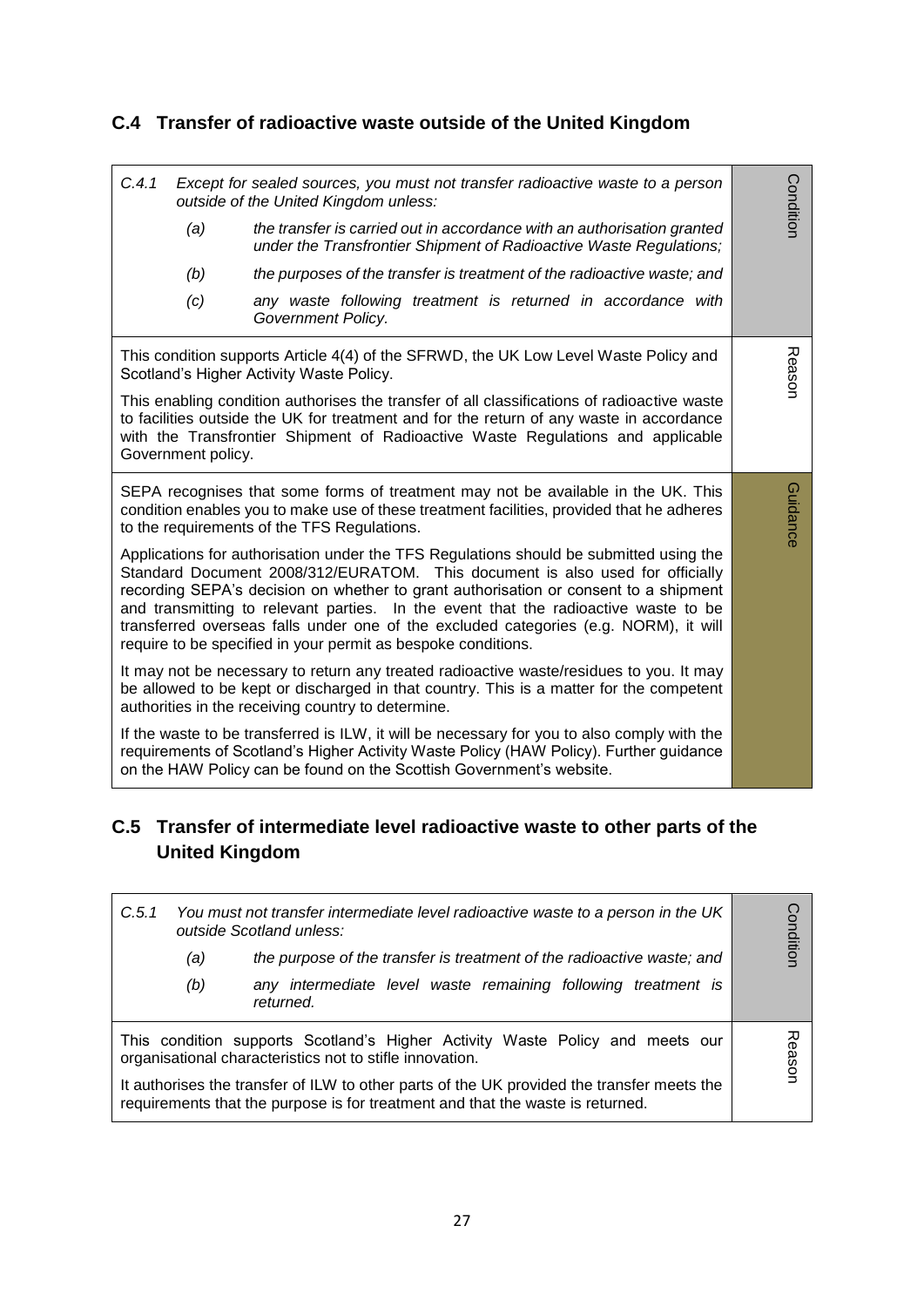## C.4 Transfer of radioactive waste outside of the United Kingdom

| | |
|---|---|
| *C.4.1 Except for sealed sources, you must not transfer radioactive waste to a person outside of the United Kingdom unless:*<br><br>*(a) the transfer is carried out in accordance with an authorisation granted under the Transfrontier Shipment of Radioactive Waste Regulations;*<br><br>*(b) the purposes of the transfer is treatment of the radioactive waste; and*<br><br>*(c) any waste following treatment is returned in accordance with Government Policy.* | Condition |
| This condition supports Article 4(4) of the SFRWD, the UK Low Level Waste Policy and Scotland's Higher Activity Waste Policy.<br><br>This enabling condition authorises the transfer of all classifications of radioactive waste to facilities outside the UK for treatment and for the return of any waste in accordance with the Transfrontier Shipment of Radioactive Waste Regulations and applicable Government policy. | Reason |
| SEPA recognises that some forms of treatment may not be available in the UK. This condition enables you to make use of these treatment facilities, provided that he adheres to the requirements of the TFS Regulations.<br><br>Applications for authorisation under the TFS Regulations should be submitted using the Standard Document 2008/312/EURATOM. This document is also used for officially recording SEPA's decision on whether to grant authorisation or consent to a shipment and transmitting to relevant parties. In the event that the radioactive waste to be transferred overseas falls under one of the excluded categories (e.g. NORM), it will require to be specified in your permit as bespoke conditions.<br><br>It may not be necessary to return any treated radioactive waste/residues to you. It may be allowed to be kept or discharged in that country. This is a matter for the competent authorities in the receiving country to determine.<br><br>If the waste to be transferred is ILW, it will be necessary for you to also comply with the requirements of Scotland's Higher Activity Waste Policy (HAW Policy). Further guidance on the HAW Policy can be found on the Scottish Government's website. | Guidance |

## C.5 Transfer of intermediate level radioactive waste to other parts of the United Kingdom

| | |
|---|---|
| *C.5.1 You must not transfer intermediate level radioactive waste to a person in the UK outside Scotland unless:*<br><br>*(a) the purpose of the transfer is treatment of the radioactive waste; and*<br><br>*(b) any intermediate level waste remaining following treatment is returned.* | Condition |
| This condition supports Scotland's Higher Activity Waste Policy and meets our organisational characteristics not to stifle innovation.<br><br>It authorises the transfer of ILW to other parts of the UK provided the transfer meets the requirements that the purpose is for treatment and that the waste is returned. | Reason |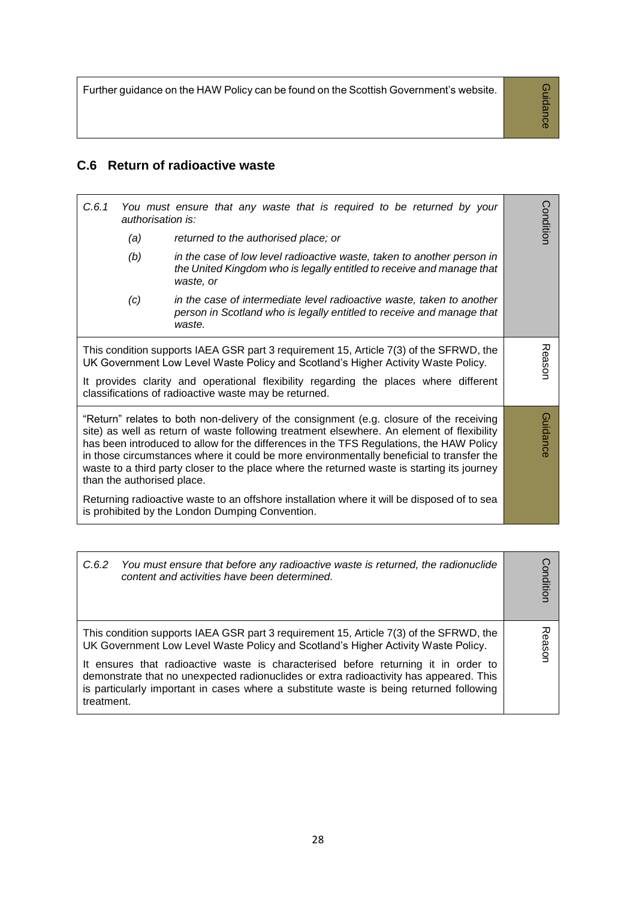| | |
|---|---|
| Further guidance on the HAW Policy can be found on the Scottish Government's website. | Guidance |

## C.6 Return of radioactive waste

| | |
|---|---|
| *C.6.1 You must ensure that any waste that is required to be returned by your authorisation is:*<br><br>*(a) returned to the authorised place; or*<br><br>*(b) in the case of low level radioactive waste, taken to another person in the United Kingdom who is legally entitled to receive and manage that waste, or*<br><br>*(c) in the case of intermediate level radioactive waste, taken to another person in Scotland who is legally entitled to receive and manage that waste.* | Condition |
| This condition supports IAEA GSR part 3 requirement 15, Article 7(3) of the SFRWD, the UK Government Low Level Waste Policy and Scotland's Higher Activity Waste Policy.<br><br>It provides clarity and operational flexibility regarding the places where different classifications of radioactive waste may be returned. | Reason |
| "Return" relates to both non-delivery of the consignment (e.g. closure of the receiving site) as well as return of waste following treatment elsewhere. An element of flexibility has been introduced to allow for the differences in the TFS Regulations, the HAW Policy in those circumstances where it could be more environmentally beneficial to transfer the waste to a third party closer to the place where the returned waste is starting its journey than the authorised place.<br><br>Returning radioactive waste to an offshore installation where it will be disposed of to sea is prohibited by the London Dumping Convention. | Guidance |

| | |
|---|---|
| *C.6.2 You must ensure that before any radioactive waste is returned, the radionuclide content and activities have been determined.* | Condition |
| This condition supports IAEA GSR part 3 requirement 15, Article 7(3) of the SFRWD, the UK Government Low Level Waste Policy and Scotland's Higher Activity Waste Policy.<br><br>It ensures that radioactive waste is characterised before returning it in order to demonstrate that no unexpected radionuclides or extra radioactivity has appeared. This is particularly important in cases where a substitute waste is being returned following treatment. | Reason |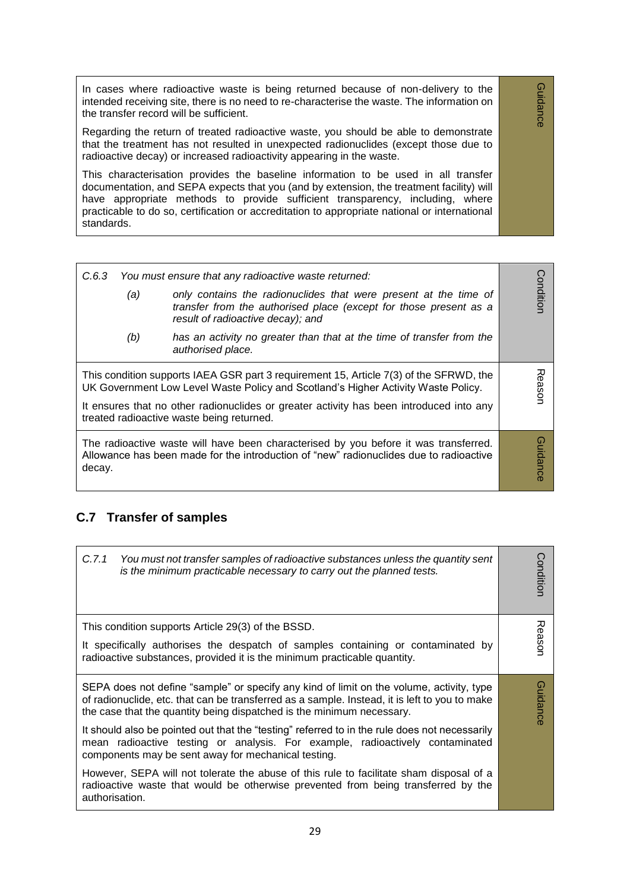| | |
|---|---|
| In cases where radioactive waste is being returned because of non-delivery to the intended receiving site, there is no need to re-characterise the waste. The information on the transfer record will be sufficient.<br><br>Regarding the return of treated radioactive waste, you should be able to demonstrate that the treatment has not resulted in unexpected radionuclides (except those due to radioactive decay) or increased radioactivity appearing in the waste.<br><br>This characterisation provides the baseline information to be used in all transfer documentation, and SEPA expects that you (and by extension, the treatment facility) will have appropriate methods to provide sufficient transparency, including, where practicable to do so, certification or accreditation to appropriate national or international standards. | Guidance |

| | |
|---|---|
| *C.6.3 You must ensure that any radioactive waste returned:*<br><br>*(a) only contains the radionuclides that were present at the time of transfer from the authorised place (except for those present as a result of radioactive decay); and*<br><br>*(b) has an activity no greater than that at the time of transfer from the authorised place.* | Condition |
| This condition supports IAEA GSR part 3 requirement 15, Article 7(3) of the SFRWD, the UK Government Low Level Waste Policy and Scotland's Higher Activity Waste Policy.<br><br>It ensures that no other radionuclides or greater activity has been introduced into any treated radioactive waste being returned. | Reason |
| The radioactive waste will have been characterised by you before it was transferred. Allowance has been made for the introduction of "new" radionuclides due to radioactive decay. | Guidance |

## C.7 Transfer of samples

| | |
|---|---|
| *C.7.1 You must not transfer samples of radioactive substances unless the quantity sent is the minimum practicable necessary to carry out the planned tests.* | Condition |
| This condition supports Article 29(3) of the BSSD.<br><br>It specifically authorises the despatch of samples containing or contaminated by radioactive substances, provided it is the minimum practicable quantity. | Reason |
| SEPA does not define "sample" or specify any kind of limit on the volume, activity, type of radionuclide, etc. that can be transferred as a sample. Instead, it is left to you to make the case that the quantity being dispatched is the minimum necessary.<br><br>It should also be pointed out that the "testing" referred to in the rule does not necessarily mean radioactive testing or analysis. For example, radioactively contaminated components may be sent away for mechanical testing.<br><br>However, SEPA will not tolerate the abuse of this rule to facilitate sham disposal of a radioactive waste that would be otherwise prevented from being transferred by the authorisation. | Guidance |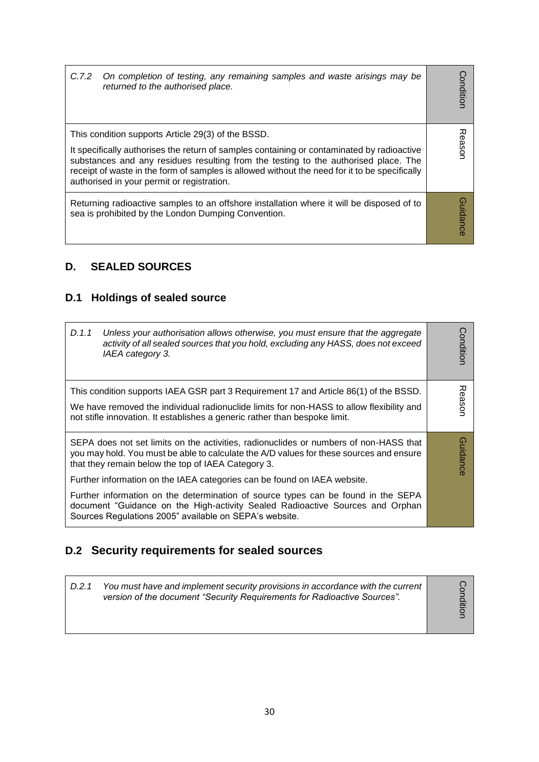| | |
|---|---|
| *C.7.2 On completion of testing, any remaining samples and waste arisings may be returned to the authorised place.* | Condition |
| This condition supports Article 29(3) of the BSSD.<br><br>It specifically authorises the return of samples containing or contaminated by radioactive substances and any residues resulting from the testing to the authorised place. The receipt of waste in the form of samples is allowed without the need for it to be specifically authorised in your permit or registration. | Reason |
| Returning radioactive samples to an offshore installation where it will be disposed of to sea is prohibited by the London Dumping Convention. | Guidance |

## D. SEALED SOURCES

### D.1 Holdings of sealed source

| | |
|---|---|
| *D.1.1 Unless your authorisation allows otherwise, you must ensure that the aggregate activity of all sealed sources that you hold, excluding any HASS, does not exceed IAEA category 3.* | Condition |
| This condition supports IAEA GSR part 3 Requirement 17 and Article 86(1) of the BSSD.<br><br>We have removed the individual radionuclide limits for non-HASS to allow flexibility and not stifle innovation. It establishes a generic rather than bespoke limit. | Reason |
| SEPA does not set limits on the activities, radionuclides or numbers of non-HASS that you may hold. You must be able to calculate the A/D values for these sources and ensure that they remain below the top of IAEA Category 3.<br><br>Further information on the IAEA categories can be found on IAEA website.<br><br>Further information on the determination of source types can be found in the SEPA document "Guidance on the High-activity Sealed Radioactive Sources and Orphan Sources Regulations 2005" available on SEPA's website. | Guidance |

### D.2 Security requirements for sealed sources

| | |
|---|---|
| *D.2.1 You must have and implement security provisions in accordance with the current version of the document "Security Requirements for Radioactive Sources".* | Condition |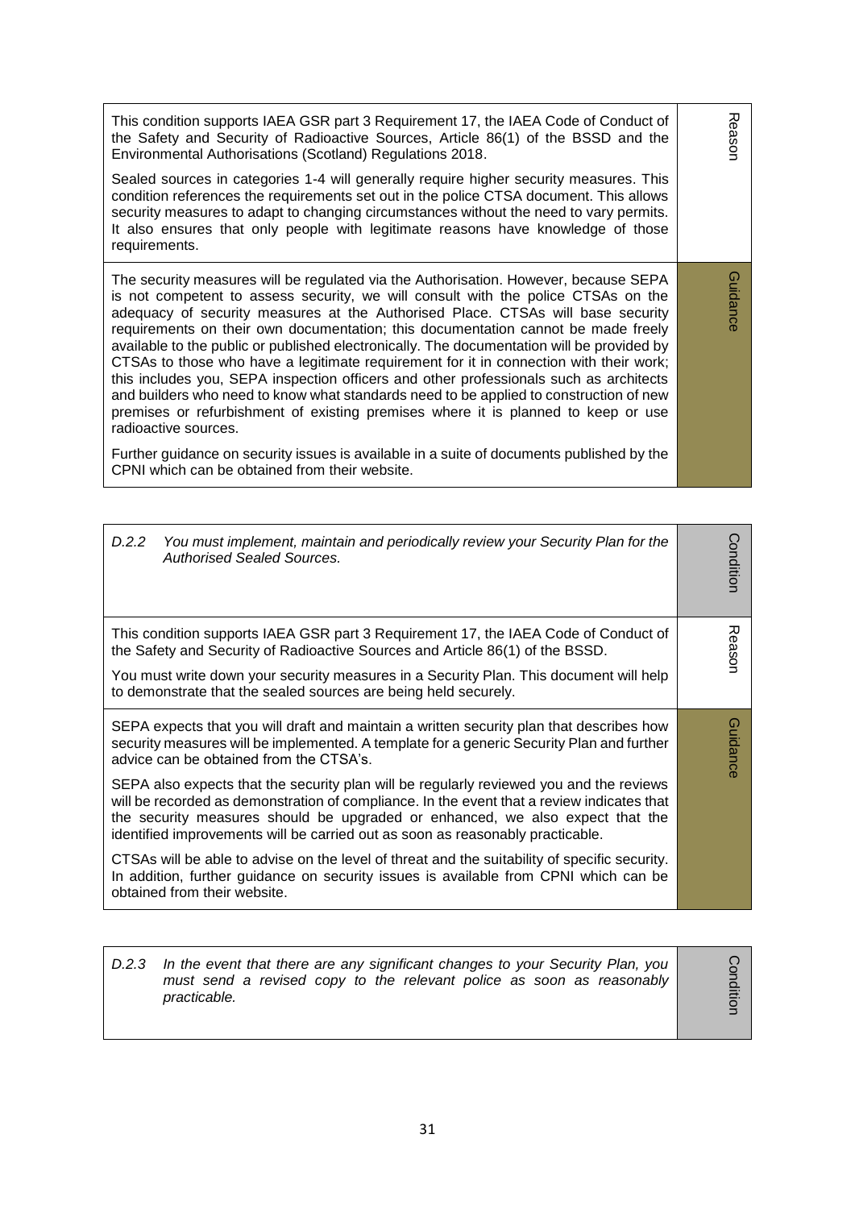| | |
|---|---|
| This condition supports IAEA GSR part 3 Requirement 17, the IAEA Code of Conduct of the Safety and Security of Radioactive Sources, Article 86(1) of the BSSD and the Environmental Authorisations (Scotland) Regulations 2018.<br><br>Sealed sources in categories 1-4 will generally require higher security measures. This condition references the requirements set out in the police CTSA document. This allows security measures to adapt to changing circumstances without the need to vary permits. It also ensures that only people with legitimate reasons have knowledge of those requirements. | Reason |
| The security measures will be regulated via the Authorisation. However, because SEPA is not competent to assess security, we will consult with the police CTSAs on the adequacy of security measures at the Authorised Place. CTSAs will base security requirements on their own documentation; this documentation cannot be made freely available to the public or published electronically. The documentation will be provided by CTSAs to those who have a legitimate requirement for it in connection with their work; this includes you, SEPA inspection officers and other professionals such as architects and builders who need to know what standards need to be applied to construction of new premises or refurbishment of existing premises where it is planned to keep or use radioactive sources.<br><br>Further guidance on security issues is available in a suite of documents published by the CPNI which can be obtained from their website. | Guidance |

| | |
|---|---|
| *D.2.2 You must implement, maintain and periodically review your Security Plan for the Authorised Sealed Sources.* | Condition |
| This condition supports IAEA GSR part 3 Requirement 17, the IAEA Code of Conduct of the Safety and Security of Radioactive Sources and Article 86(1) of the BSSD.<br><br>You must write down your security measures in a Security Plan. This document will help to demonstrate that the sealed sources are being held securely. | Reason |
| SEPA expects that you will draft and maintain a written security plan that describes how security measures will be implemented. A template for a generic Security Plan and further advice can be obtained from the CTSA's.<br><br>SEPA also expects that the security plan will be regularly reviewed you and the reviews will be recorded as demonstration of compliance. In the event that a review indicates that the security measures should be upgraded or enhanced, we also expect that the identified improvements will be carried out as soon as reasonably practicable.<br><br>CTSAs will be able to advise on the level of threat and the suitability of specific security. In addition, further guidance on security issues is available from CPNI which can be obtained from their website. | Guidance |

| | |
|---|---|
| *D.2.3 In the event that there are any significant changes to your Security Plan, you must send a revised copy to the relevant police as soon as reasonably practicable.* | Condition |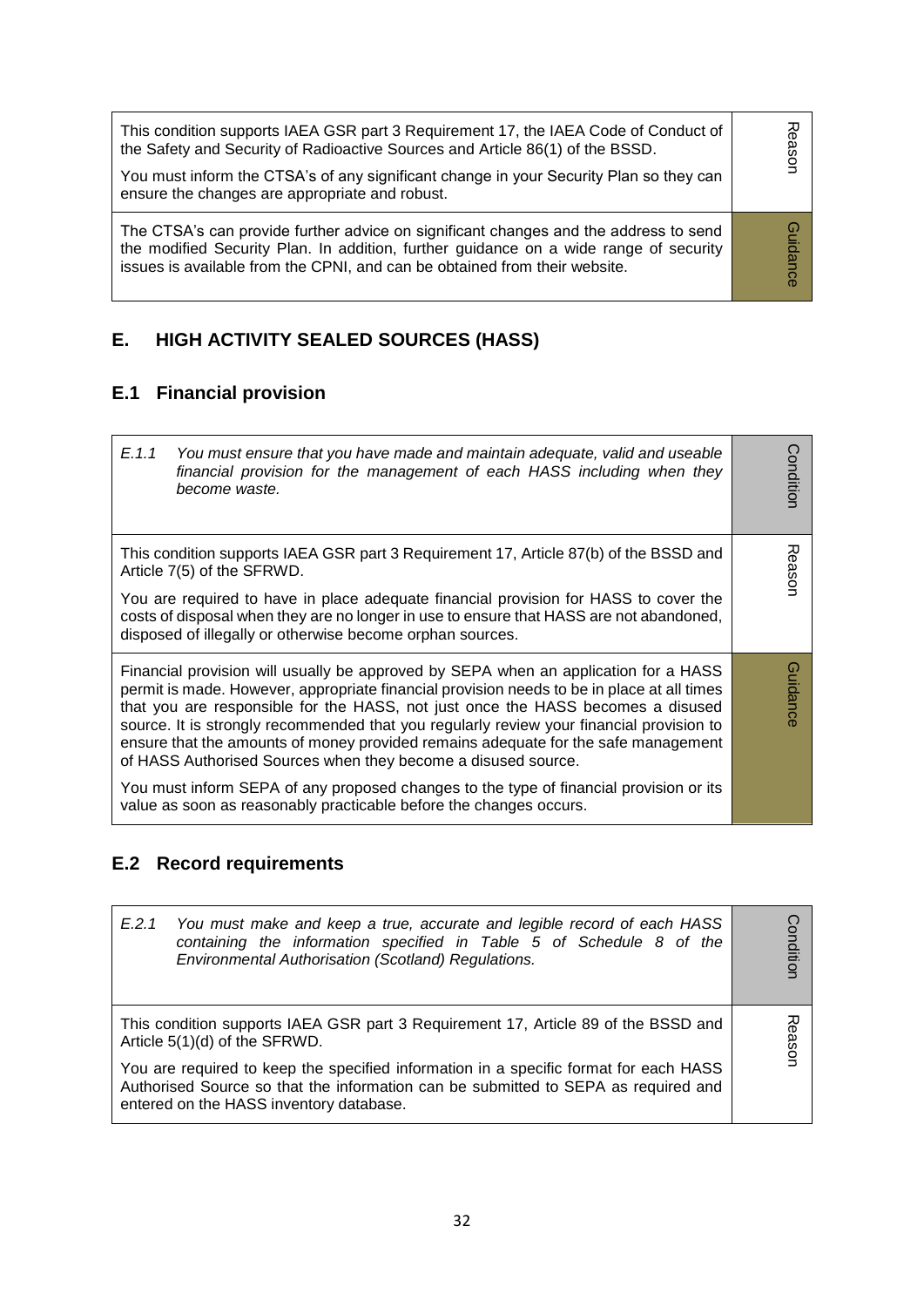| | |
|---|---|
| This condition supports IAEA GSR part 3 Requirement 17, the IAEA Code of Conduct of the Safety and Security of Radioactive Sources and Article 86(1) of the BSSD.<br><br>You must inform the CTSA's of any significant change in your Security Plan so they can ensure the changes are appropriate and robust. | Reason |
| The CTSA's can provide further advice on significant changes and the address to send the modified Security Plan. In addition, further guidance on a wide range of security issues is available from the CPNI, and can be obtained from their website. | Guidance |

## E. HIGH ACTIVITY SEALED SOURCES (HASS)

### E.1 Financial provision

| | |
|---|---|
| *E.1.1 You must ensure that you have made and maintain adequate, valid and useable financial provision for the management of each HASS including when they become waste.* | Condition |
| This condition supports IAEA GSR part 3 Requirement 17, Article 87(b) of the BSSD and Article 7(5) of the SFRWD.<br><br>You are required to have in place adequate financial provision for HASS to cover the costs of disposal when they are no longer in use to ensure that HASS are not abandoned, disposed of illegally or otherwise become orphan sources. | Reason |
| Financial provision will usually be approved by SEPA when an application for a HASS permit is made. However, appropriate financial provision needs to be in place at all times that you are responsible for the HASS, not just once the HASS becomes a disused source. It is strongly recommended that you regularly review your financial provision to ensure that the amounts of money provided remains adequate for the safe management of HASS Authorised Sources when they become a disused source.<br><br>You must inform SEPA of any proposed changes to the type of financial provision or its value as soon as reasonably practicable before the changes occurs. | Guidance |

### E.2 Record requirements

| | |
|---|---|
| *E.2.1 You must make and keep a true, accurate and legible record of each HASS containing the information specified in Table 5 of Schedule 8 of the Environmental Authorisation (Scotland) Regulations.* | Condition |
| This condition supports IAEA GSR part 3 Requirement 17, Article 89 of the BSSD and Article 5(1)(d) of the SFRWD.<br><br>You are required to keep the specified information in a specific format for each HASS Authorised Source so that the information can be submitted to SEPA as required and entered on the HASS inventory database. | Reason |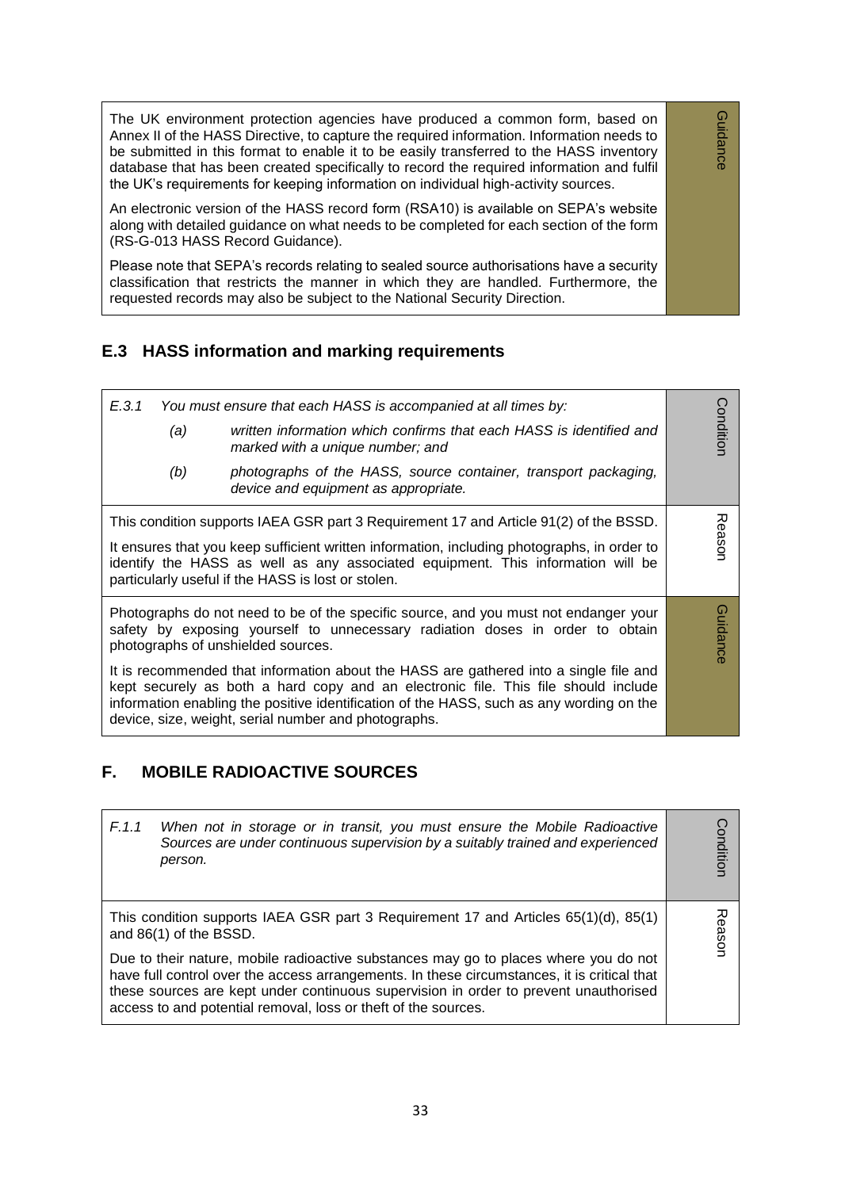| | |
|---|---|
| The UK environment protection agencies have produced a common form, based on Annex II of the HASS Directive, to capture the required information. Information needs to be submitted in this format to enable it to be easily transferred to the HASS inventory database that has been created specifically to record the required information and fulfil the UK's requirements for keeping information on individual high-activity sources.<br><br>An electronic version of the HASS record form (RSA10) is available on SEPA's website along with detailed guidance on what needs to be completed for each section of the form (RS-G-013 HASS Record Guidance).<br><br>Please note that SEPA's records relating to sealed source authorisations have a security classification that restricts the manner in which they are handled. Furthermore, the requested records may also be subject to the National Security Direction. | Guidance |

## E.3 HASS information and marking requirements

| | |
|---|---|
| *E.3.1 You must ensure that each HASS is accompanied at all times by:*<br>*(a) written information which confirms that each HASS is identified and marked with a unique number; and*<br>*(b) photographs of the HASS, source container, transport packaging, device and equipment as appropriate.* | Condition |
| This condition supports IAEA GSR part 3 Requirement 17 and Article 91(2) of the BSSD.<br><br>It ensures that you keep sufficient written information, including photographs, in order to identify the HASS as well as any associated equipment. This information will be particularly useful if the HASS is lost or stolen. | Reason |
| Photographs do not need to be of the specific source, and you must not endanger your safety by exposing yourself to unnecessary radiation doses in order to obtain photographs of unshielded sources.<br><br>It is recommended that information about the HASS are gathered into a single file and kept securely as both a hard copy and an electronic file. This file should include information enabling the positive identification of the HASS, such as any wording on the device, size, weight, serial number and photographs. | Guidance |

## F. MOBILE RADIOACTIVE SOURCES

| | |
|---|---|
| *F.1.1 When not in storage or in transit, you must ensure the Mobile Radioactive Sources are under continuous supervision by a suitably trained and experienced person.* | Condition |
| This condition supports IAEA GSR part 3 Requirement 17 and Articles 65(1)(d), 85(1) and 86(1) of the BSSD.<br><br>Due to their nature, mobile radioactive substances may go to places where you do not have full control over the access arrangements. In these circumstances, it is critical that these sources are kept under continuous supervision in order to prevent unauthorised access to and potential removal, loss or theft of the sources. | Reason |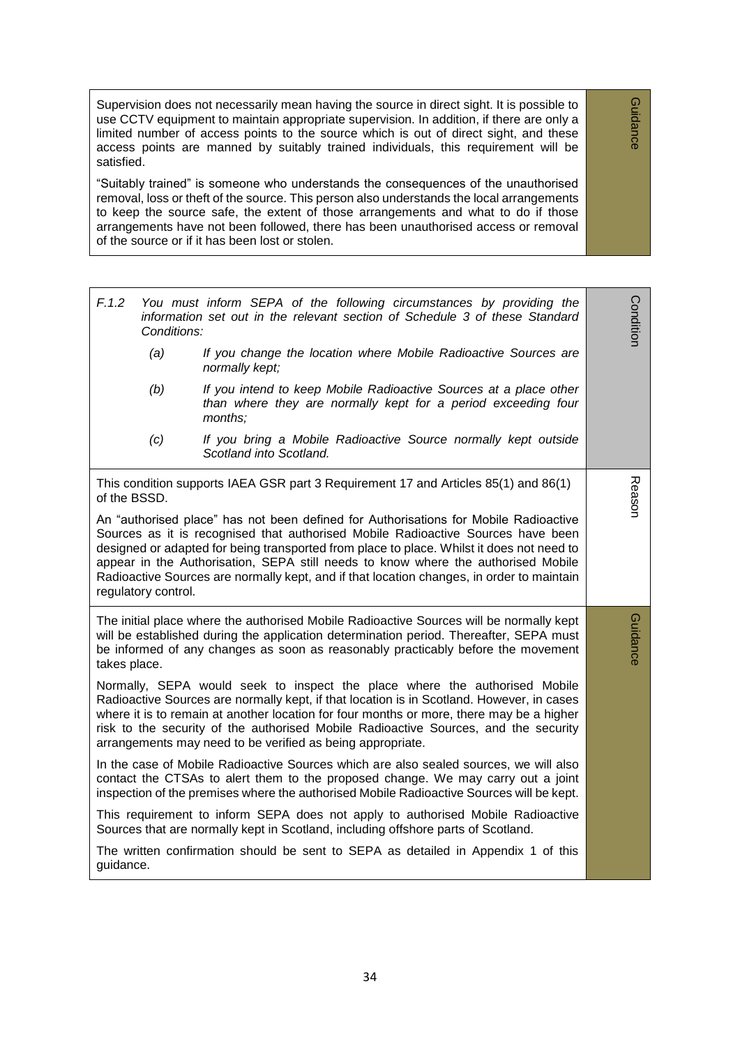Supervision does not necessarily mean having the source in direct sight. It is possible to use CCTV equipment to maintain appropriate supervision. In addition, if there are only a limited number of access points to the source which is out of direct sight, and these access points are manned by suitably trained individuals, this requirement will be satisfied.

"Suitably trained" is someone who understands the consequences of the unauthorised removal, loss or theft of the source. This person also understands the local arrangements to keep the source safe, the extent of those arrangements and what to do if those arrangements have not been followed, there has been unauthorised access or removal of the source or if it has been lost or stolen.

*Guidance*

*F.1.2 You must inform SEPA of the following circumstances by providing the information set out in the relevant section of Schedule 3 of these Standard Conditions:*

*(a) If you change the location where Mobile Radioactive Sources are normally kept;*

*(b) If you intend to keep Mobile Radioactive Sources at a place other than where they are normally kept for a period exceeding four months;*

*(c) If you bring a Mobile Radioactive Source normally kept outside Scotland into Scotland.*

*Condition*

This condition supports IAEA GSR part 3 Requirement 17 and Articles 85(1) and 86(1) of the BSSD.

An "authorised place" has not been defined for Authorisations for Mobile Radioactive Sources as it is recognised that authorised Mobile Radioactive Sources have been designed or adapted for being transported from place to place. Whilst it does not need to appear in the Authorisation, SEPA still needs to know where the authorised Mobile Radioactive Sources are normally kept, and if that location changes, in order to maintain regulatory control.

*Reason*

The initial place where the authorised Mobile Radioactive Sources will be normally kept will be established during the application determination period. Thereafter, SEPA must be informed of any changes as soon as reasonably practicably before the movement takes place.

Normally, SEPA would seek to inspect the place where the authorised Mobile Radioactive Sources are normally kept, if that location is in Scotland. However, in cases where it is to remain at another location for four months or more, there may be a higher risk to the security of the authorised Mobile Radioactive Sources, and the security arrangements may need to be verified as being appropriate.

In the case of Mobile Radioactive Sources which are also sealed sources, we will also contact the CTSAs to alert them to the proposed change. We may carry out a joint inspection of the premises where the authorised Mobile Radioactive Sources will be kept.

This requirement to inform SEPA does not apply to authorised Mobile Radioactive Sources that are normally kept in Scotland, including offshore parts of Scotland.

The written confirmation should be sent to SEPA as detailed in Appendix 1 of this guidance.

*Guidance*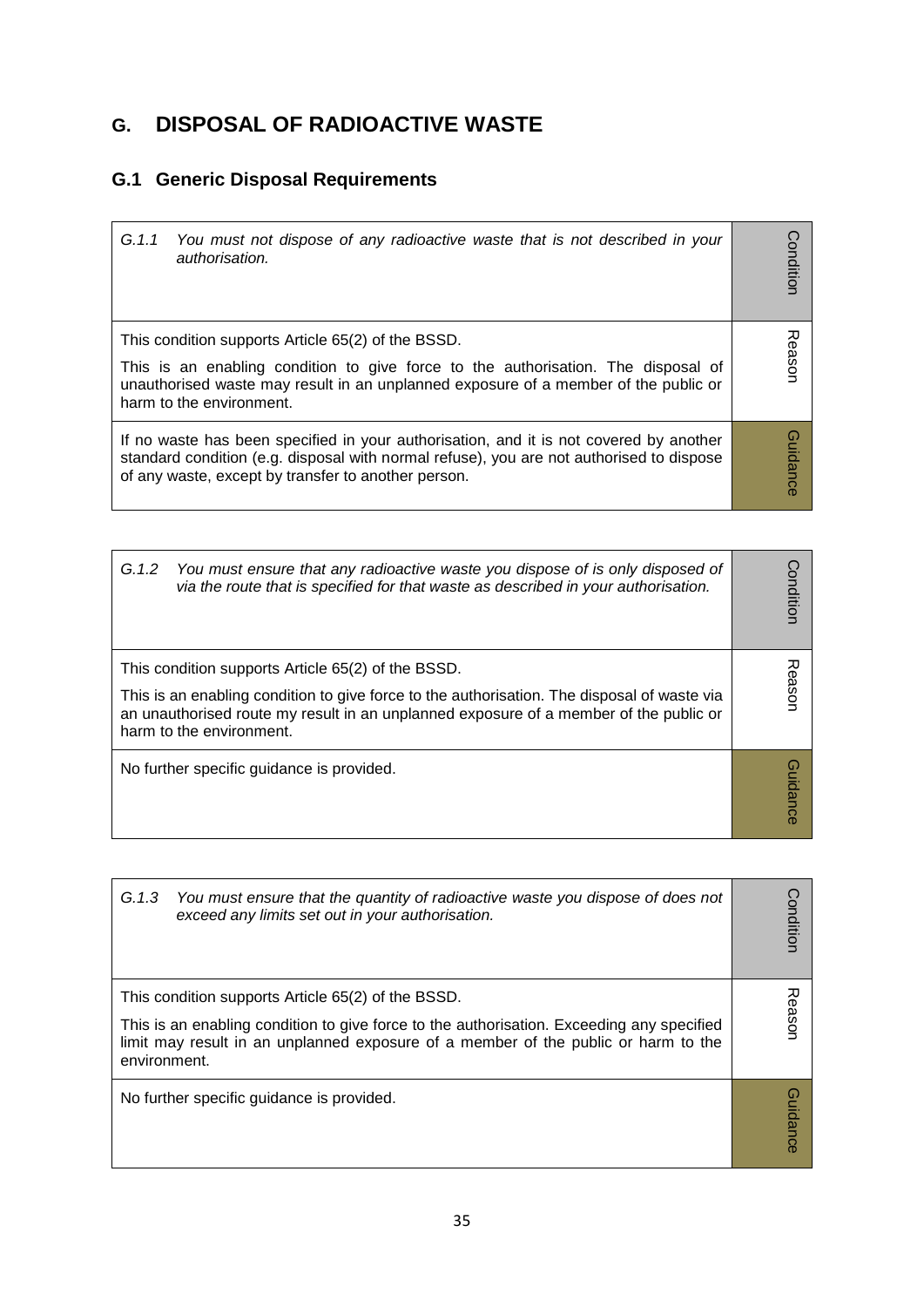# G. DISPOSAL OF RADIOACTIVE WASTE

## G.1 Generic Disposal Requirements

| | |
|---|---|
| *G.1.1 You must not dispose of any radioactive waste that is not described in your authorisation.* | Condition |
| This condition supports Article 65(2) of the BSSD.<br><br>This is an enabling condition to give force to the authorisation. The disposal of unauthorised waste may result in an unplanned exposure of a member of the public or harm to the environment. | Reason |
| If no waste has been specified in your authorisation, and it is not covered by another standard condition (e.g. disposal with normal refuse), you are not authorised to dispose of any waste, except by transfer to another person. | Guidance |

| | |
|---|---|
| *G.1.2 You must ensure that any radioactive waste you dispose of is only disposed of via the route that is specified for that waste as described in your authorisation.* | Condition |
| This condition supports Article 65(2) of the BSSD.<br><br>This is an enabling condition to give force to the authorisation. The disposal of waste via an unauthorised route my result in an unplanned exposure of a member of the public or harm to the environment. | Reason |
| No further specific guidance is provided. | Guidance |

| | |
|---|---|
| *G.1.3 You must ensure that the quantity of radioactive waste you dispose of does not exceed any limits set out in your authorisation.* | Condition |
| This condition supports Article 65(2) of the BSSD.<br><br>This is an enabling condition to give force to the authorisation. Exceeding any specified limit may result in an unplanned exposure of a member of the public or harm to the environment. | Reason |
| No further specific guidance is provided. | Guidance |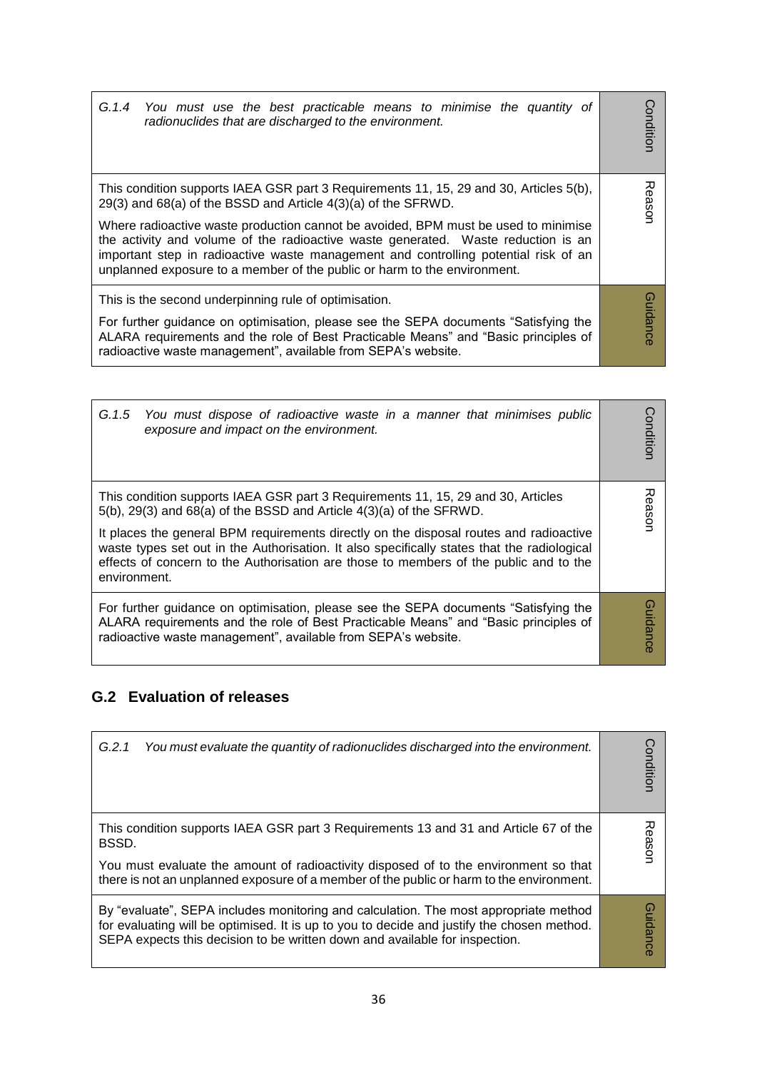| | |
|---|---|
| *G.1.4 You must use the best practicable means to minimise the quantity of radionuclides that are discharged to the environment.* | Condition |
| This condition supports IAEA GSR part 3 Requirements 11, 15, 29 and 30, Articles 5(b), 29(3) and 68(a) of the BSSD and Article 4(3)(a) of the SFRWD.<br><br>Where radioactive waste production cannot be avoided, BPM must be used to minimise the activity and volume of the radioactive waste generated. Waste reduction is an important step in radioactive waste management and controlling potential risk of an unplanned exposure to a member of the public or harm to the environment. | Reason |
| This is the second underpinning rule of optimisation.<br><br>For further guidance on optimisation, please see the SEPA documents "Satisfying the ALARA requirements and the role of Best Practicable Means" and "Basic principles of radioactive waste management", available from SEPA's website. | Guidance |

| | |
|---|---|
| *G.1.5 You must dispose of radioactive waste in a manner that minimises public exposure and impact on the environment.* | Condition |
| This condition supports IAEA GSR part 3 Requirements 11, 15, 29 and 30, Articles 5(b), 29(3) and 68(a) of the BSSD and Article 4(3)(a) of the SFRWD.<br><br>It places the general BPM requirements directly on the disposal routes and radioactive waste types set out in the Authorisation. It also specifically states that the radiological effects of concern to the Authorisation are those to members of the public and to the environment. | Reason |
| For further guidance on optimisation, please see the SEPA documents "Satisfying the ALARA requirements and the role of Best Practicable Means" and "Basic principles of radioactive waste management", available from SEPA's website. | Guidance |

## G.2 Evaluation of releases

| | |
|---|---|
| *G.2.1 You must evaluate the quantity of radionuclides discharged into the environment.* | Condition |
| This condition supports IAEA GSR part 3 Requirements 13 and 31 and Article 67 of the BSSD.<br><br>You must evaluate the amount of radioactivity disposed of to the environment so that there is not an unplanned exposure of a member of the public or harm to the environment. | Reason |
| By "evaluate", SEPA includes monitoring and calculation. The most appropriate method for evaluating will be optimised. It is up to you to decide and justify the chosen method. SEPA expects this decision to be written down and available for inspection. | Guidance |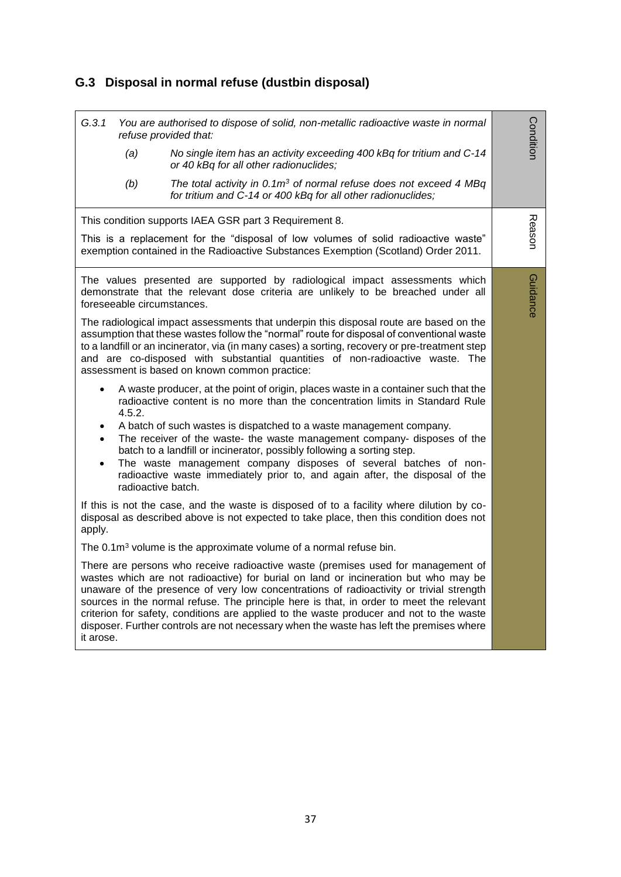## G.3 Disposal in normal refuse (dustbin disposal)

| | |
|---|---|
| *G.3.1 You are authorised to dispose of solid, non-metallic radioactive waste in normal refuse provided that:*<br><br>*(a) No single item has an activity exceeding 400 kBq for tritium and C-14 or 40 kBq for all other radionuclides;*<br><br>*(b) The total activity in 0.1m$^3$ of normal refuse does not exceed 4 MBq for tritium and C-14 or 400 kBq for all other radionuclides;* | Condition |
| This condition supports IAEA GSR part 3 Requirement 8.<br><br>This is a replacement for the "disposal of low volumes of solid radioactive waste" exemption contained in the Radioactive Substances Exemption (Scotland) Order 2011. | Reason |
| The values presented are supported by radiological impact assessments which demonstrate that the relevant dose criteria are unlikely to be breached under all foreseeable circumstances.<br><br>The radiological impact assessments that underpin this disposal route are based on the assumption that these wastes follow the "normal" route for disposal of conventional waste to a landfill or an incinerator, via (in many cases) a sorting, recovery or pre-treatment step and are co-disposed with substantial quantities of non-radioactive waste. The assessment is based on known common practice:<br><br>• A waste producer, at the point of origin, places waste in a container such that the radioactive content is no more than the concentration limits in Standard Rule 4.5.2.<br>• A batch of such wastes is dispatched to a waste management company.<br>• The receiver of the waste- the waste management company- disposes of the batch to a landfill or incinerator, possibly following a sorting step.<br>• The waste management company disposes of several batches of non-radioactive waste immediately prior to, and again after, the disposal of the radioactive batch.<br><br>If this is not the case, and the waste is disposed of to a facility where dilution by co-disposal as described above is not expected to take place, then this condition does not apply.<br><br>The 0.1m$^3$ volume is the approximate volume of a normal refuse bin.<br><br>There are persons who receive radioactive waste (premises used for management of wastes which are not radioactive) for burial on land or incineration but who may be unaware of the presence of very low concentrations of radioactivity or trivial strength sources in the normal refuse. The principle here is that, in order to meet the relevant criterion for safety, conditions are applied to the waste producer and not to the waste disposer. Further controls are not necessary when the waste has left the premises where it arose. | Guidance |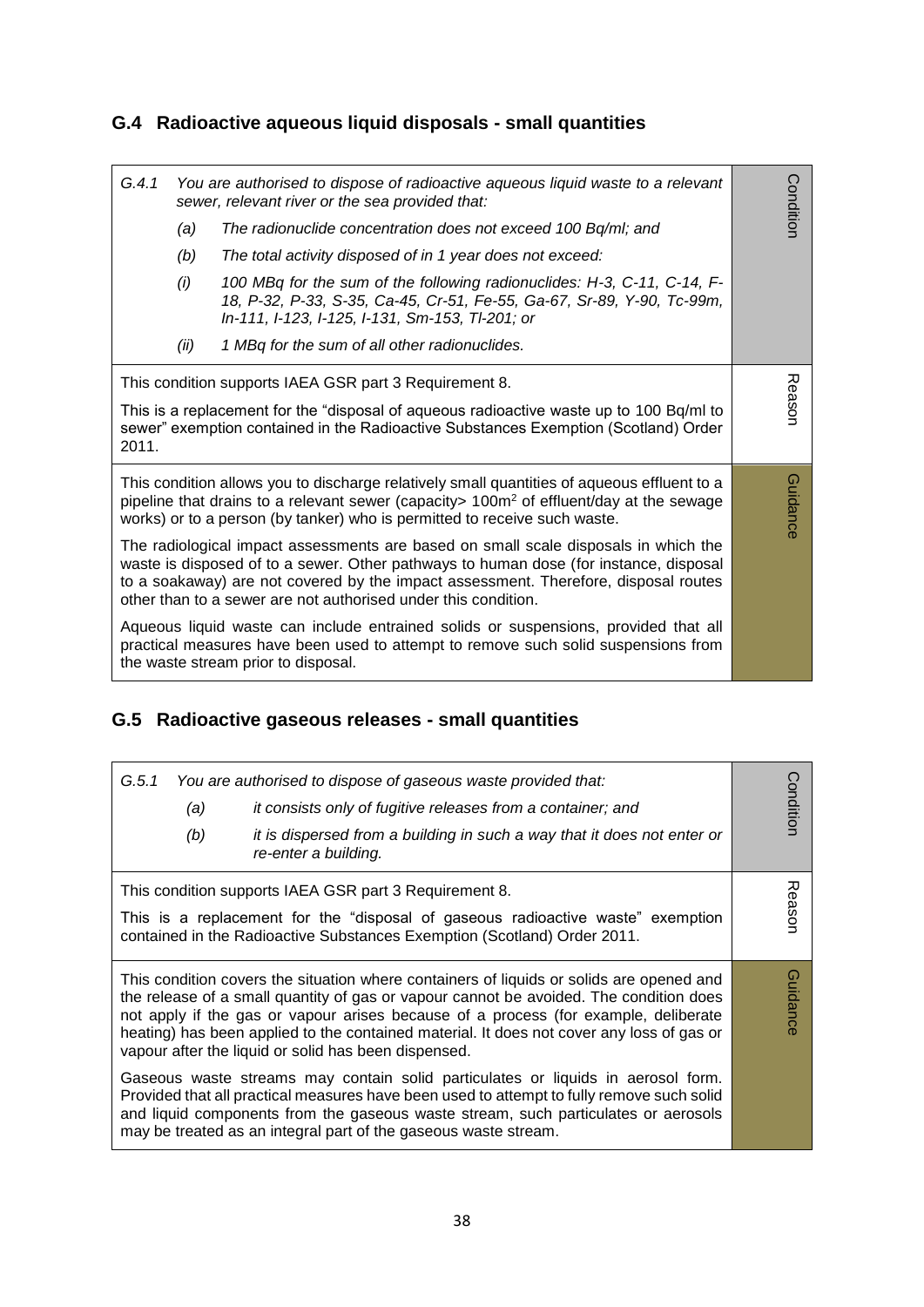## G.4 Radioactive aqueous liquid disposals - small quantities

| | |
|---|---|
| *G.4.1 You are authorised to dispose of radioactive aqueous liquid waste to a relevant sewer, relevant river or the sea provided that:*<br>*(a) The radionuclide concentration does not exceed 100 Bq/ml; and*<br>*(b) The total activity disposed of in 1 year does not exceed:*<br>*(i) 100 MBq for the sum of the following radionuclides: H-3, C-11, C-14, F-18, P-32, P-33, S-35, Ca-45, Cr-51, Fe-55, Ga-67, Sr-89, Y-90, Tc-99m, In-111, I-123, I-125, I-131, Sm-153, Tl-201; or*<br>*(ii) 1 MBq for the sum of all other radionuclides.* | Condition |
| This condition supports IAEA GSR part 3 Requirement 8.<br>This is a replacement for the "disposal of aqueous radioactive waste up to 100 Bq/ml to sewer" exemption contained in the Radioactive Substances Exemption (Scotland) Order 2011. | Reason |
| This condition allows you to discharge relatively small quantities of aqueous effluent to a pipeline that drains to a relevant sewer (capacity> 100m$^2$ of effluent/day at the sewage works) or to a person (by tanker) who is permitted to receive such waste.<br>The radiological impact assessments are based on small scale disposals in which the waste is disposed of to a sewer. Other pathways to human dose (for instance, disposal to a soakaway) are not covered by the impact assessment. Therefore, disposal routes other than to a sewer are not authorised under this condition.<br>Aqueous liquid waste can include entrained solids or suspensions, provided that all practical measures have been used to attempt to remove such solid suspensions from the waste stream prior to disposal. | Guidance |

## G.5 Radioactive gaseous releases - small quantities

| | |
|---|---|
| *G.5.1 You are authorised to dispose of gaseous waste provided that:*<br>*(a) it consists only of fugitive releases from a container; and*<br>*(b) it is dispersed from a building in such a way that it does not enter or re-enter a building.* | Condition |
| This condition supports IAEA GSR part 3 Requirement 8.<br>This is a replacement for the "disposal of gaseous radioactive waste" exemption contained in the Radioactive Substances Exemption (Scotland) Order 2011. | Reason |
| This condition covers the situation where containers of liquids or solids are opened and the release of a small quantity of gas or vapour cannot be avoided. The condition does not apply if the gas or vapour arises because of a process (for example, deliberate heating) has been applied to the contained material. It does not cover any loss of gas or vapour after the liquid or solid has been dispensed.<br>Gaseous waste streams may contain solid particulates or liquids in aerosol form. Provided that all practical measures have been used to attempt to fully remove such solid and liquid components from the gaseous waste stream, such particulates or aerosols may be treated as an integral part of the gaseous waste stream. | Guidance |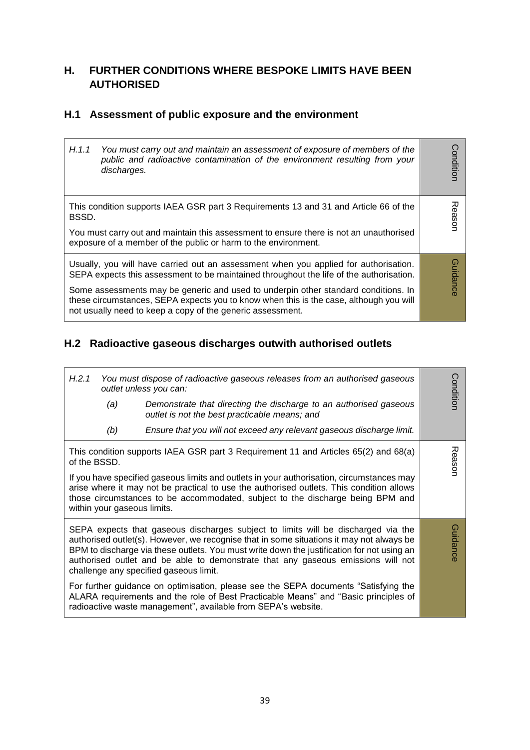## H. FURTHER CONDITIONS WHERE BESPOKE LIMITS HAVE BEEN AUTHORISED

### H.1 Assessment of public exposure and the environment

| | |
|---|---|
| *H.1.1 You must carry out and maintain an assessment of exposure of members of the public and radioactive contamination of the environment resulting from your discharges.* | Condition |
| This condition supports IAEA GSR part 3 Requirements 13 and 31 and Article 66 of the BSSD.<br><br>You must carry out and maintain this assessment to ensure there is not an unauthorised exposure of a member of the public or harm to the environment. | Reason |
| Usually, you will have carried out an assessment when you applied for authorisation. SEPA expects this assessment to be maintained throughout the life of the authorisation.<br><br>Some assessments may be generic and used to underpin other standard conditions. In these circumstances, SEPA expects you to know when this is the case, although you will not usually need to keep a copy of the generic assessment. | Guidance |

### H.2 Radioactive gaseous discharges outwith authorised outlets

| | |
|---|---|
| *H.2.1 You must dispose of radioactive gaseous releases from an authorised gaseous outlet unless you can:*<br><br>*(a) Demonstrate that directing the discharge to an authorised gaseous outlet is not the best practicable means; and*<br><br>*(b) Ensure that you will not exceed any relevant gaseous discharge limit.* | Condition |
| This condition supports IAEA GSR part 3 Requirement 11 and Articles 65(2) and 68(a) of the BSSD.<br><br>If you have specified gaseous limits and outlets in your authorisation, circumstances may arise where it may not be practical to use the authorised outlets. This condition allows those circumstances to be accommodated, subject to the discharge being BPM and within your gaseous limits. | Reason |
| SEPA expects that gaseous discharges subject to limits will be discharged via the authorised outlet(s). However, we recognise that in some situations it may not always be BPM to discharge via these outlets. You must write down the justification for not using an authorised outlet and be able to demonstrate that any gaseous emissions will not challenge any specified gaseous limit.<br><br>For further guidance on optimisation, please see the SEPA documents "Satisfying the ALARA requirements and the role of Best Practicable Means" and "Basic principles of radioactive waste management", available from SEPA's website. | Guidance |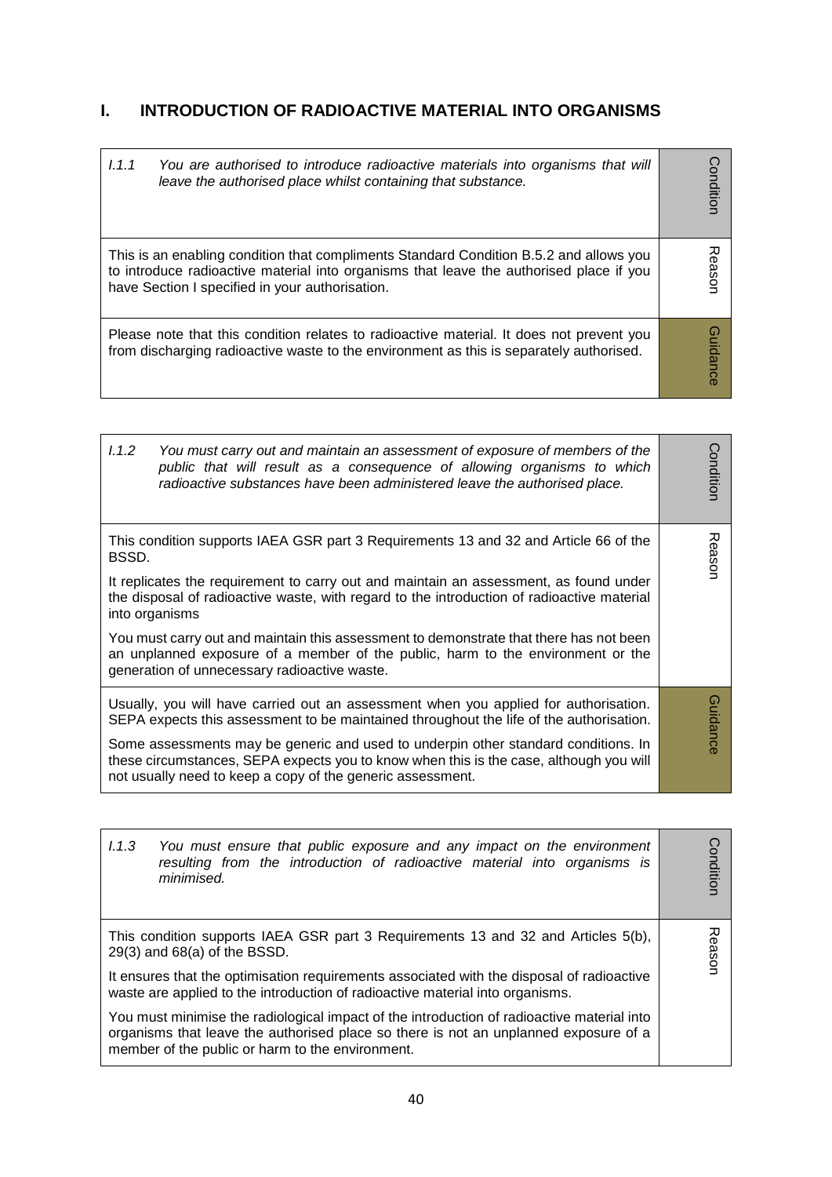## I. INTRODUCTION OF RADIOACTIVE MATERIAL INTO ORGANISMS

| | |
|---|---|
| *I.1.1 You are authorised to introduce radioactive materials into organisms that will leave the authorised place whilst containing that substance.* | Condition |
| This is an enabling condition that compliments Standard Condition B.5.2 and allows you to introduce radioactive material into organisms that leave the authorised place if you have Section I specified in your authorisation. | Reason |
| Please note that this condition relates to radioactive material. It does not prevent you from discharging radioactive waste to the environment as this is separately authorised. | Guidance |

| | |
|---|---|
| *I.1.2 You must carry out and maintain an assessment of exposure of members of the public that will result as a consequence of allowing organisms to which radioactive substances have been administered leave the authorised place.* | Condition |
| This condition supports IAEA GSR part 3 Requirements 13 and 32 and Article 66 of the BSSD.<br><br>It replicates the requirement to carry out and maintain an assessment, as found under the disposal of radioactive waste, with regard to the introduction of radioactive material into organisms<br><br>You must carry out and maintain this assessment to demonstrate that there has not been an unplanned exposure of a member of the public, harm to the environment or the generation of unnecessary radioactive waste. | Reason |
| Usually, you will have carried out an assessment when you applied for authorisation. SEPA expects this assessment to be maintained throughout the life of the authorisation.<br><br>Some assessments may be generic and used to underpin other standard conditions. In these circumstances, SEPA expects you to know when this is the case, although you will not usually need to keep a copy of the generic assessment. | Guidance |

| | |
|---|---|
| *I.1.3 You must ensure that public exposure and any impact on the environment resulting from the introduction of radioactive material into organisms is minimised.* | Condition |
| This condition supports IAEA GSR part 3 Requirements 13 and 32 and Articles 5(b), 29(3) and 68(a) of the BSSD.<br><br>It ensures that the optimisation requirements associated with the disposal of radioactive waste are applied to the introduction of radioactive material into organisms.<br><br>You must minimise the radiological impact of the introduction of radioactive material into organisms that leave the authorised place so there is not an unplanned exposure of a member of the public or harm to the environment. | Reason |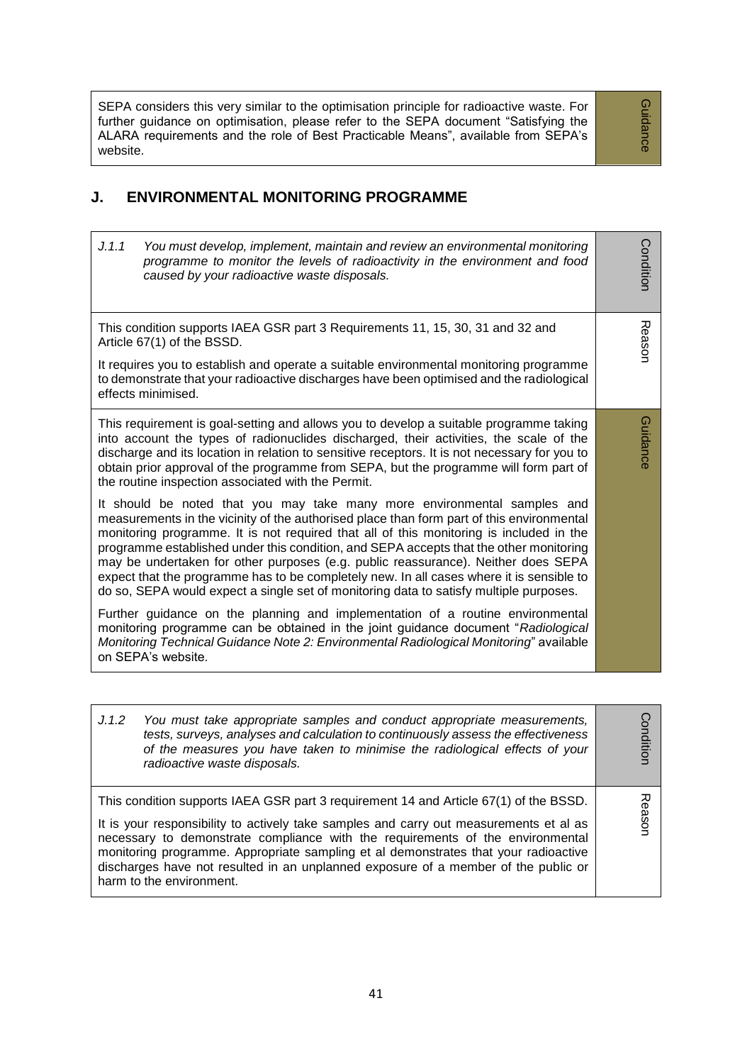SEPA considers this very similar to the optimisation principle for radioactive waste. For further guidance on optimisation, please refer to the SEPA document "Satisfying the ALARA requirements and the role of Best Practicable Means", available from SEPA's website.

**Guidance**

## J. ENVIRONMENTAL MONITORING PROGRAMME

*J.1.1 You must develop, implement, maintain and review an environmental monitoring programme to monitor the levels of radioactivity in the environment and food caused by your radioactive waste disposals.*

**Condition**

This condition supports IAEA GSR part 3 Requirements 11, 15, 30, 31 and 32 and Article 67(1) of the BSSD.

It requires you to establish and operate a suitable environmental monitoring programme to demonstrate that your radioactive discharges have been optimised and the radiological effects minimised.

**Reason**

This requirement is goal-setting and allows you to develop a suitable programme taking into account the types of radionuclides discharged, their activities, the scale of the discharge and its location in relation to sensitive receptors. It is not necessary for you to obtain prior approval of the programme from SEPA, but the programme will form part of the routine inspection associated with the Permit.

It should be noted that you may take many more environmental samples and measurements in the vicinity of the authorised place than form part of this environmental monitoring programme. It is not required that all of this monitoring is included in the programme established under this condition, and SEPA accepts that the other monitoring may be undertaken for other purposes (e.g. public reassurance). Neither does SEPA expect that the programme has to be completely new. In all cases where it is sensible to do so, SEPA would expect a single set of monitoring data to satisfy multiple purposes.

Further guidance on the planning and implementation of a routine environmental monitoring programme can be obtained in the joint guidance document "*Radiological Monitoring Technical Guidance Note 2: Environmental Radiological Monitoring*" available on SEPA's website.

**Guidance**

*J.1.2 You must take appropriate samples and conduct appropriate measurements, tests, surveys, analyses and calculation to continuously assess the effectiveness of the measures you have taken to minimise the radiological effects of your radioactive waste disposals.*

**Condition**

This condition supports IAEA GSR part 3 requirement 14 and Article 67(1) of the BSSD.

It is your responsibility to actively take samples and carry out measurements et al as necessary to demonstrate compliance with the requirements of the environmental monitoring programme. Appropriate sampling et al demonstrates that your radioactive discharges have not resulted in an unplanned exposure of a member of the public or harm to the environment.

**Reason**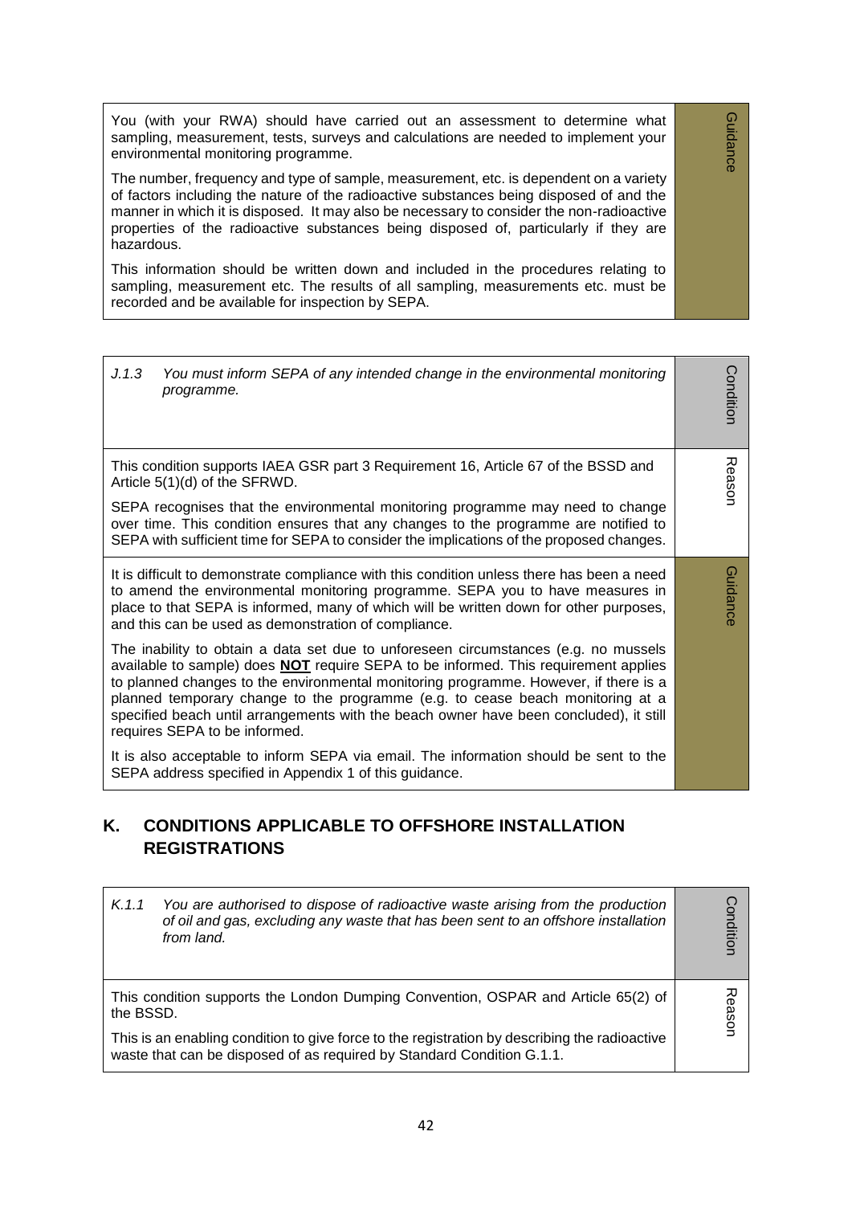You (with your RWA) should have carried out an assessment to determine what sampling, measurement, tests, surveys and calculations are needed to implement your environmental monitoring programme.

The number, frequency and type of sample, measurement, etc. is dependent on a variety of factors including the nature of the radioactive substances being disposed of and the manner in which it is disposed. It may also be necessary to consider the non-radioactive properties of the radioactive substances being disposed of, particularly if they are hazardous.

This information should be written down and included in the procedures relating to sampling, measurement etc. The results of all sampling, measurements etc. must be recorded and be available for inspection by SEPA.

*Guidance*

*J.1.3 You must inform SEPA of any intended change in the environmental monitoring programme.*

*Condition*

This condition supports IAEA GSR part 3 Requirement 16, Article 67 of the BSSD and Article 5(1)(d) of the SFRWD.

SEPA recognises that the environmental monitoring programme may need to change over time. This condition ensures that any changes to the programme are notified to SEPA with sufficient time for SEPA to consider the implications of the proposed changes.

*Reason*

It is difficult to demonstrate compliance with this condition unless there has been a need to amend the environmental monitoring programme. SEPA you to have measures in place to that SEPA is informed, many of which will be written down for other purposes, and this can be used as demonstration of compliance.

The inability to obtain a data set due to unforeseen circumstances (e.g. no mussels available to sample) does **NOT** require SEPA to be informed. This requirement applies to planned changes to the environmental monitoring programme. However, if there is a planned temporary change to the programme (e.g. to cease beach monitoring at a specified beach until arrangements with the beach owner have been concluded), it still requires SEPA to be informed.

It is also acceptable to inform SEPA via email. The information should be sent to the SEPA address specified in Appendix 1 of this guidance.

*Guidance*

## K. CONDITIONS APPLICABLE TO OFFSHORE INSTALLATION REGISTRATIONS

*K.1.1 You are authorised to dispose of radioactive waste arising from the production of oil and gas, excluding any waste that has been sent to an offshore installation from land.*

*Condition*

This condition supports the London Dumping Convention, OSPAR and Article 65(2) of the BSSD.

This is an enabling condition to give force to the registration by describing the radioactive waste that can be disposed of as required by Standard Condition G.1.1.

*Reason*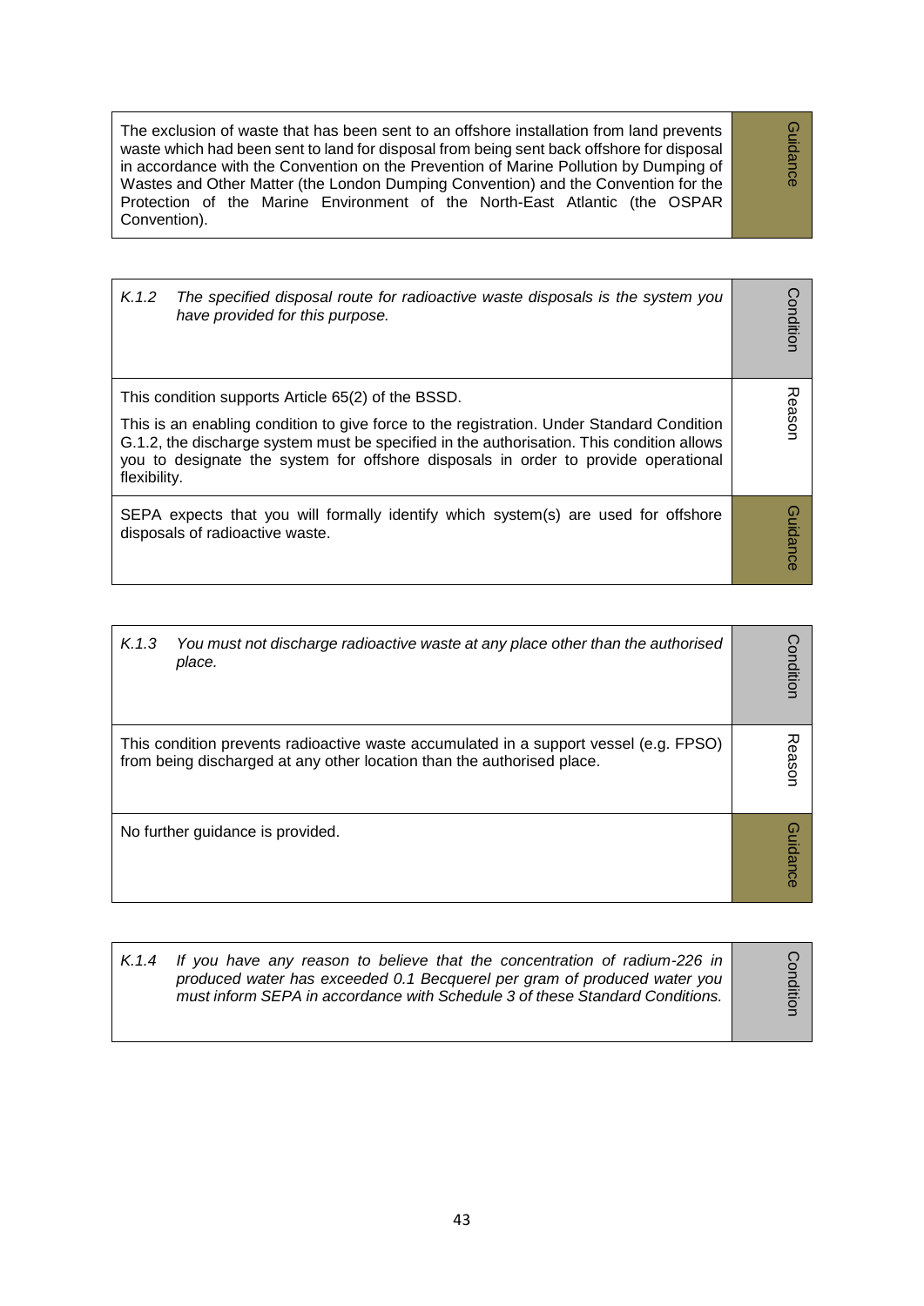| | |
|---|---|
| The exclusion of waste that has been sent to an offshore installation from land prevents waste which had been sent to land for disposal from being sent back offshore for disposal in accordance with the Convention on the Prevention of Marine Pollution by Dumping of Wastes and Other Matter (the London Dumping Convention) and the Convention for the Protection of the Marine Environment of the North-East Atlantic (the OSPAR Convention). | Guidance |

| | |
|---|---|
| *K.1.2 The specified disposal route for radioactive waste disposals is the system you have provided for this purpose.* | Condition |
| This condition supports Article 65(2) of the BSSD.<br><br>This is an enabling condition to give force to the registration. Under Standard Condition G.1.2, the discharge system must be specified in the authorisation. This condition allows you to designate the system for offshore disposals in order to provide operational flexibility. | Reason |
| SEPA expects that you will formally identify which system(s) are used for offshore disposals of radioactive waste. | Guidance |

| | |
|---|---|
| *K.1.3 You must not discharge radioactive waste at any place other than the authorised place.* | Condition |
| This condition prevents radioactive waste accumulated in a support vessel (e.g. FPSO) from being discharged at any other location than the authorised place. | Reason |
| No further guidance is provided. | Guidance |

| | |
|---|---|
| *K.1.4 If you have any reason to believe that the concentration of radium-226 in produced water has exceeded 0.1 Becquerel per gram of produced water you must inform SEPA in accordance with Schedule 3 of these Standard Conditions.* | Condition |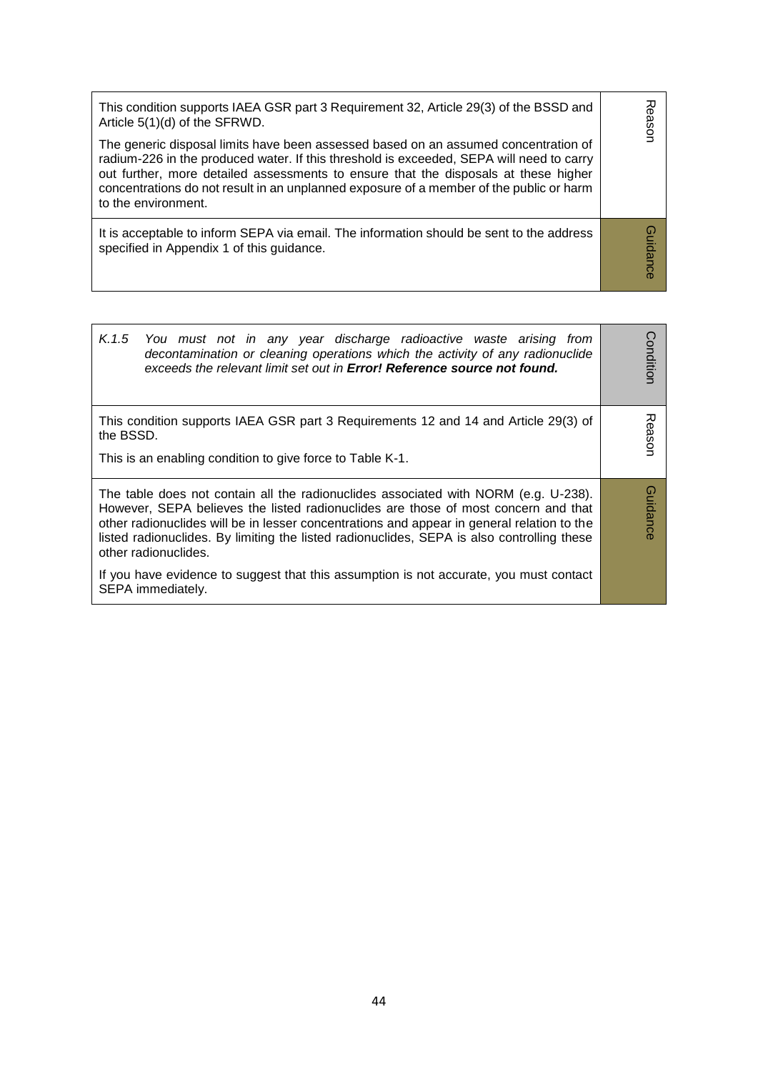| | |
|---|---|
| This condition supports IAEA GSR part 3 Requirement 32, Article 29(3) of the BSSD and Article 5(1)(d) of the SFRWD.<br><br>The generic disposal limits have been assessed based on an assumed concentration of radium-226 in the produced water. If this threshold is exceeded, SEPA will need to carry out further, more detailed assessments to ensure that the disposals at these higher concentrations do not result in an unplanned exposure of a member of the public or harm to the environment. | Reason |
| It is acceptable to inform SEPA via email. The information should be sent to the address specified in Appendix 1 of this guidance. | Guidance |

| | |
|---|---|
| *K.1.5 You must not in any year discharge radioactive waste arising from decontamination or cleaning operations which the activity of any radionuclide exceeds the relevant limit set out in* ***Error! Reference source not found.*** | Condition |
| This condition supports IAEA GSR part 3 Requirements 12 and 14 and Article 29(3) of the BSSD.<br><br>This is an enabling condition to give force to Table K-1. | Reason |
| The table does not contain all the radionuclides associated with NORM (e.g. U-238). However, SEPA believes the listed radionuclides are those of most concern and that other radionuclides will be in lesser concentrations and appear in general relation to the listed radionuclides. By limiting the listed radionuclides, SEPA is also controlling these other radionuclides.<br><br>If you have evidence to suggest that this assumption is not accurate, you must contact SEPA immediately. | Guidance |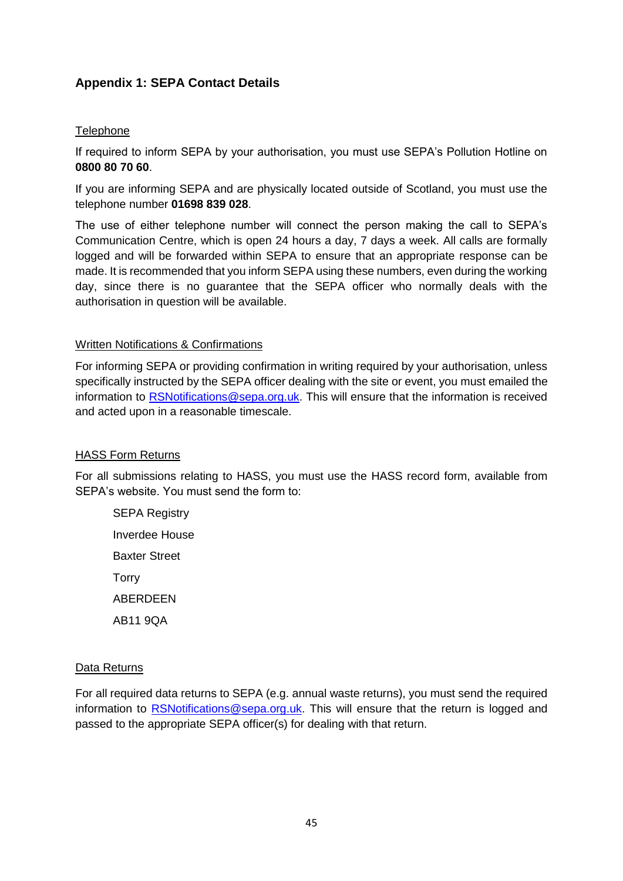## Appendix 1: SEPA Contact Details

Telephone

If required to inform SEPA by your authorisation, you must use SEPA's Pollution Hotline on **0800 80 70 60**.

If you are informing SEPA and are physically located outside of Scotland, you must use the telephone number **01698 839 028**.

The use of either telephone number will connect the person making the call to SEPA's Communication Centre, which is open 24 hours a day, 7 days a week. All calls are formally logged and will be forwarded within SEPA to ensure that an appropriate response can be made. It is recommended that you inform SEPA using these numbers, even during the working day, since there is no guarantee that the SEPA officer who normally deals with the authorisation in question will be available.

Written Notifications & Confirmations

For informing SEPA or providing confirmation in writing required by your authorisation, unless specifically instructed by the SEPA officer dealing with the site or event, you must emailed the information to RSNotifications@sepa.org.uk. This will ensure that the information is received and acted upon in a reasonable timescale.

HASS Form Returns

For all submissions relating to HASS, you must use the HASS record form, available from SEPA's website. You must send the form to:

SEPA Registry
Inverdee House
Baxter Street
Torry
ABERDEEN
AB11 9QA

Data Returns

For all required data returns to SEPA (e.g. annual waste returns), you must send the required information to RSNotifications@sepa.org.uk. This will ensure that the return is logged and passed to the appropriate SEPA officer(s) for dealing with that return.